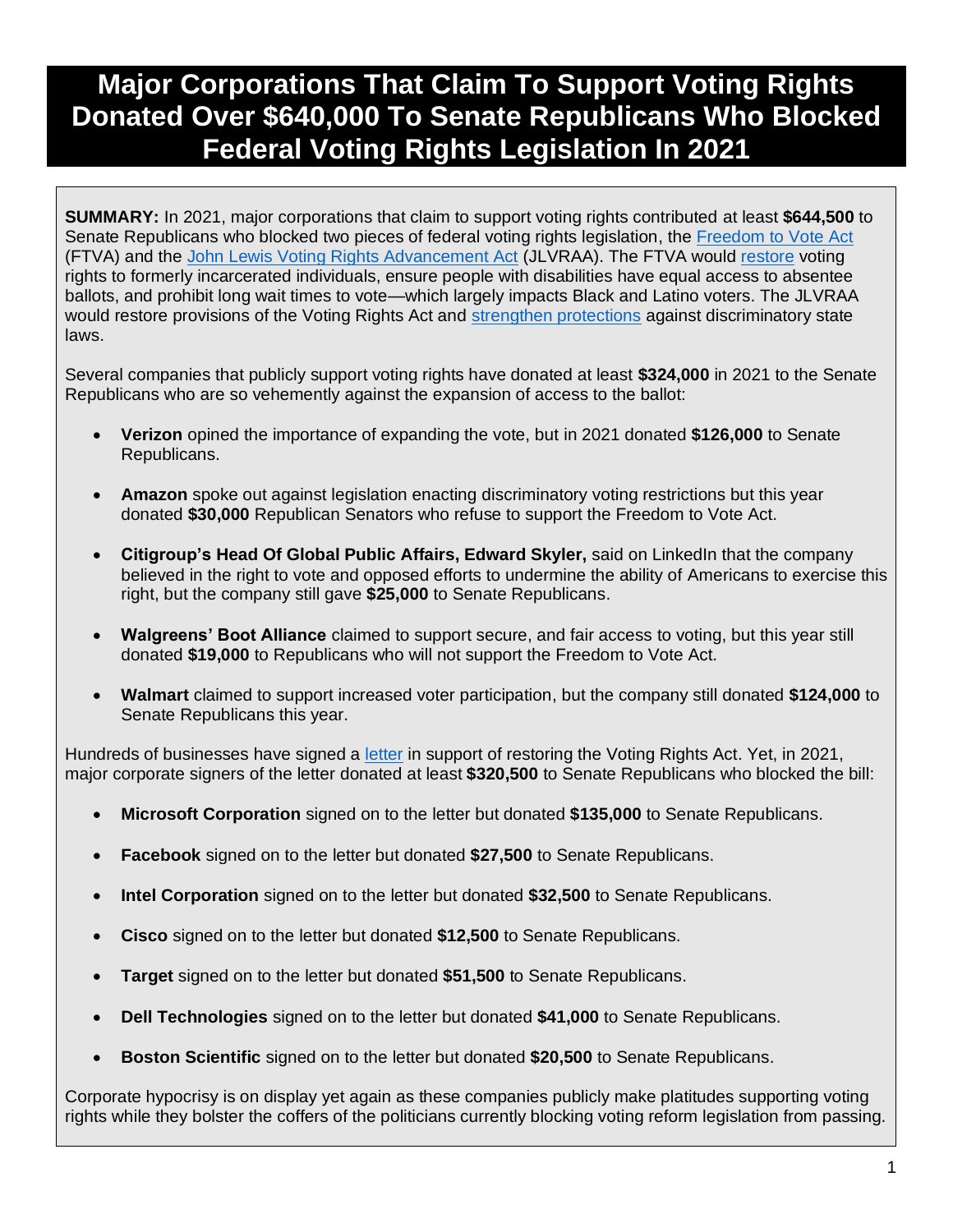# Major Corporations That Claim To Support Voting Rights Donated Over $640,000 To Senate Republicans Who Blocked Federal Voting Rights Legislation In 2021

**SUMMARY:** In 2021, major corporations that claim to support voting rights contributed at least **$644,500** to Senate Republicans who blocked two pieces of federal voting rights legislation, the Freedom to Vote Act (FTVA) and the John Lewis Voting Rights Advancement Act (JLVRAA). The FTVA would restore voting rights to formerly incarcerated individuals, ensure people with disabilities have equal access to absentee ballots, and prohibit long wait times to vote—which largely impacts Black and Latino voters. The JLVRAA would restore provisions of the Voting Rights Act and strengthen protections against discriminatory state laws.

Several companies that publicly support voting rights have donated at least **$324,000** in 2021 to the Senate Republicans who are so vehemently against the expansion of access to the ballot:

- **Verizon** opined the importance of expanding the vote, but in 2021 donated **$126,000** to Senate Republicans.
- **Amazon** spoke out against legislation enacting discriminatory voting restrictions but this year donated **$30,000** Republican Senators who refuse to support the Freedom to Vote Act.
- **Citigroup's Head Of Global Public Affairs, Edward Skyler,** said on LinkedIn that the company believed in the right to vote and opposed efforts to undermine the ability of Americans to exercise this right, but the company still gave **$25,000** to Senate Republicans.
- **Walgreens' Boot Alliance** claimed to support secure, and fair access to voting, but this year still donated **$19,000** to Republicans who will not support the Freedom to Vote Act.
- **Walmart** claimed to support increased voter participation, but the company still donated **$124,000** to Senate Republicans this year.

Hundreds of businesses have signed a letter in support of restoring the Voting Rights Act. Yet, in 2021, major corporate signers of the letter donated at least **$320,500** to Senate Republicans who blocked the bill:

- **Microsoft Corporation** signed on to the letter but donated **$135,000** to Senate Republicans.
- **Facebook** signed on to the letter but donated **$27,500** to Senate Republicans.
- **Intel Corporation** signed on to the letter but donated **$32,500** to Senate Republicans.
- **Cisco** signed on to the letter but donated **$12,500** to Senate Republicans.
- **Target** signed on to the letter but donated **$51,500** to Senate Republicans.
- **Dell Technologies** signed on to the letter but donated **$41,000** to Senate Republicans.
- **Boston Scientific** signed on to the letter but donated **$20,500** to Senate Republicans.

Corporate hypocrisy is on display yet again as these companies publicly make platitudes supporting voting rights while they bolster the coffers of the politicians currently blocking voting reform legislation from passing.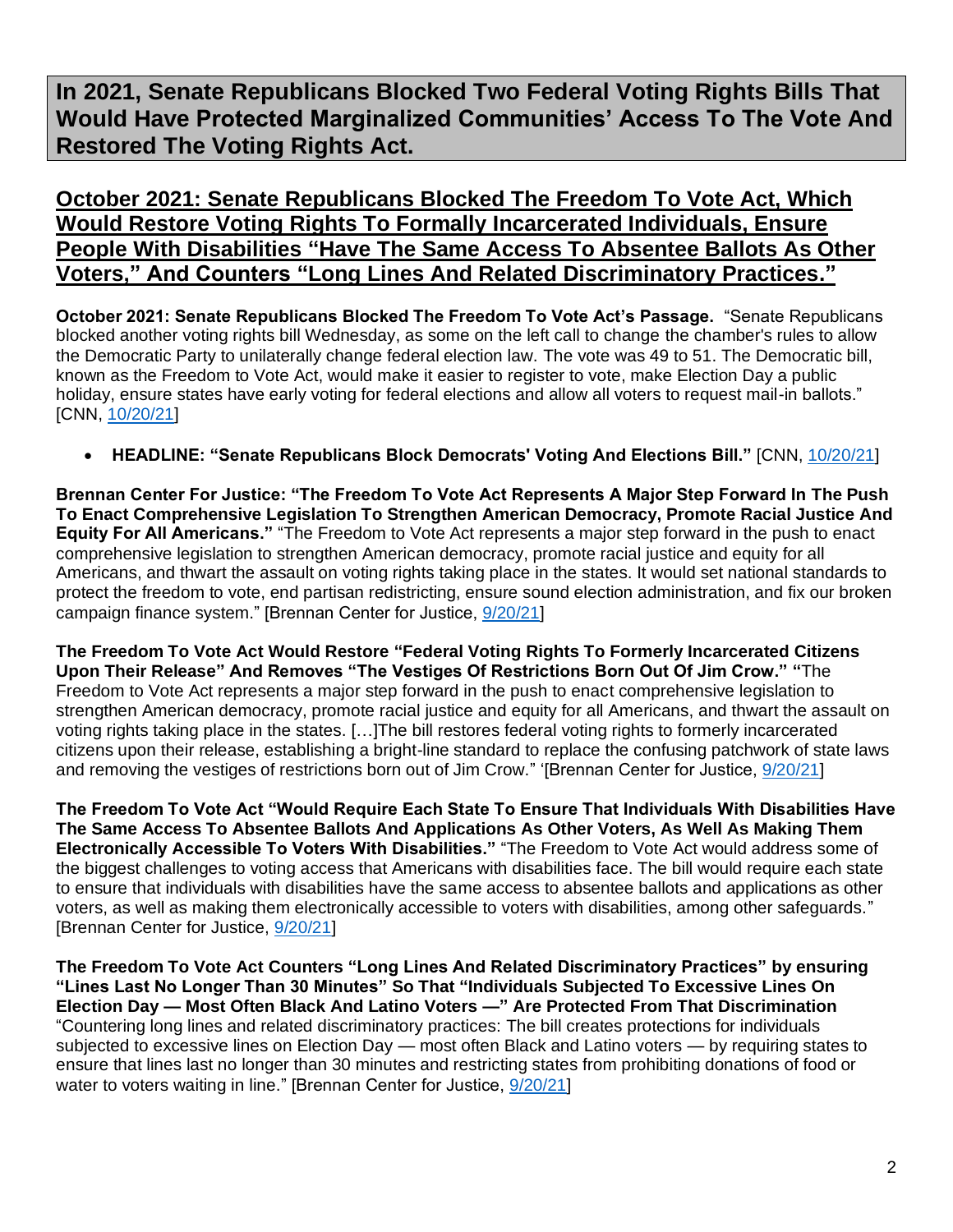# In 2021, Senate Republicans Blocked Two Federal Voting Rights Bills That Would Have Protected Marginalized Communities' Access To The Vote And Restored The Voting Rights Act.

## October 2021: Senate Republicans Blocked The Freedom To Vote Act, Which Would Restore Voting Rights To Formally Incarcerated Individuals, Ensure People With Disabilities "Have The Same Access To Absentee Ballots As Other Voters," And Counters "Long Lines And Related Discriminatory Practices."

**October 2021: Senate Republicans Blocked The Freedom To Vote Act's Passage.** "Senate Republicans blocked another voting rights bill Wednesday, as some on the left call to change the chamber's rules to allow the Democratic Party to unilaterally change federal election law. The vote was 49 to 51. The Democratic bill, known as the Freedom to Vote Act, would make it easier to register to vote, make Election Day a public holiday, ensure states have early voting for federal elections and allow all voters to request mail-in ballots." [CNN, 10/20/21]

- **HEADLINE: "Senate Republicans Block Democrats' Voting And Elections Bill."** [CNN, 10/20/21]

**Brennan Center For Justice: "The Freedom To Vote Act Represents A Major Step Forward In The Push To Enact Comprehensive Legislation To Strengthen American Democracy, Promote Racial Justice And Equity For All Americans."** "The Freedom to Vote Act represents a major step forward in the push to enact comprehensive legislation to strengthen American democracy, promote racial justice and equity for all Americans, and thwart the assault on voting rights taking place in the states. It would set national standards to protect the freedom to vote, end partisan redistricting, ensure sound election administration, and fix our broken campaign finance system." [Brennan Center for Justice, 9/20/21]

**The Freedom To Vote Act Would Restore "Federal Voting Rights To Formerly Incarcerated Citizens Upon Their Release" And Removes "The Vestiges Of Restrictions Born Out Of Jim Crow." "**The Freedom to Vote Act represents a major step forward in the push to enact comprehensive legislation to strengthen American democracy, promote racial justice and equity for all Americans, and thwart the assault on voting rights taking place in the states. […]The bill restores federal voting rights to formerly incarcerated citizens upon their release, establishing a bright-line standard to replace the confusing patchwork of state laws and removing the vestiges of restrictions born out of Jim Crow." '[Brennan Center for Justice, 9/20/21]

**The Freedom To Vote Act "Would Require Each State To Ensure That Individuals With Disabilities Have The Same Access To Absentee Ballots And Applications As Other Voters, As Well As Making Them Electronically Accessible To Voters With Disabilities."** "The Freedom to Vote Act would address some of the biggest challenges to voting access that Americans with disabilities face. The bill would require each state to ensure that individuals with disabilities have the same access to absentee ballots and applications as other voters, as well as making them electronically accessible to voters with disabilities, among other safeguards." [Brennan Center for Justice, 9/20/21]

**The Freedom To Vote Act Counters "Long Lines And Related Discriminatory Practices" by ensuring "Lines Last No Longer Than 30 Minutes" So That "Individuals Subjected To Excessive Lines On Election Day — Most Often Black And Latino Voters —" Are Protected From That Discrimination** "Countering long lines and related discriminatory practices: The bill creates protections for individuals subjected to excessive lines on Election Day — most often Black and Latino voters — by requiring states to ensure that lines last no longer than 30 minutes and restricting states from prohibiting donations of food or water to voters waiting in line." [Brennan Center for Justice, 9/20/21]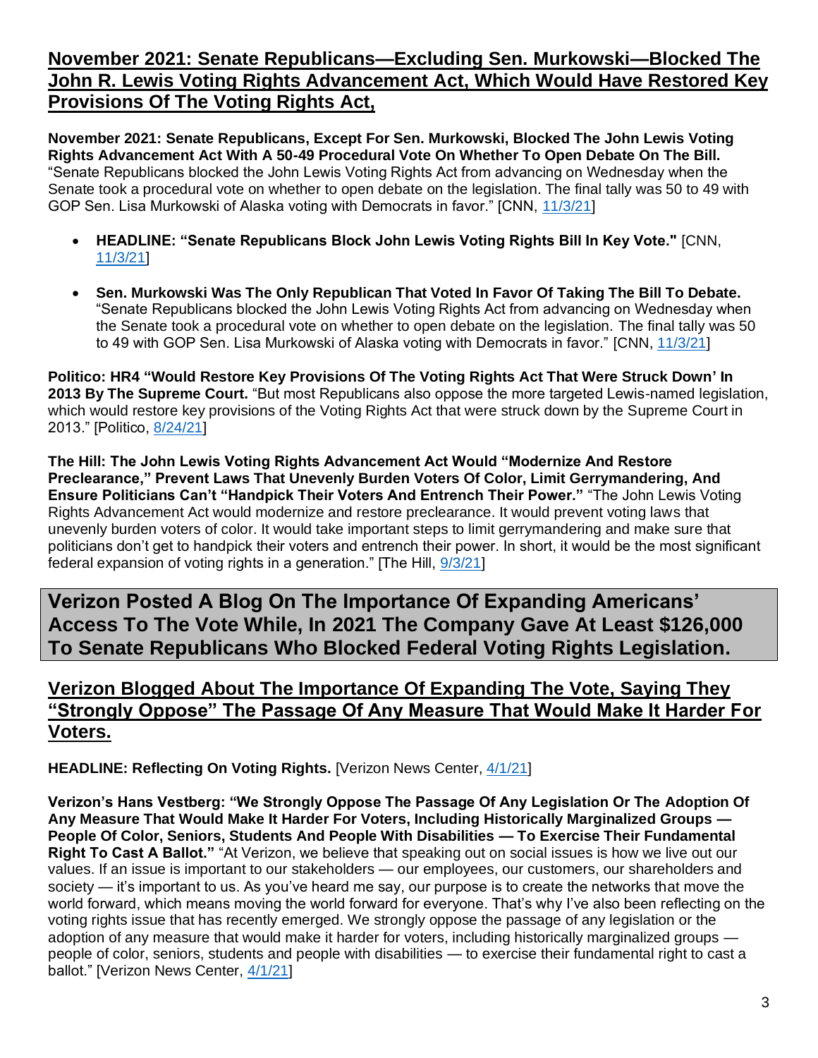## November 2021: Senate Republicans—Excluding Sen. Murkowski—Blocked The John R. Lewis Voting Rights Advancement Act, Which Would Have Restored Key Provisions Of The Voting Rights Act,

**November 2021: Senate Republicans, Except For Sen. Murkowski, Blocked The John Lewis Voting Rights Advancement Act With A 50-49 Procedural Vote On Whether To Open Debate On The Bill.** "Senate Republicans blocked the John Lewis Voting Rights Act from advancing on Wednesday when the Senate took a procedural vote on whether to open debate on the legislation. The final tally was 50 to 49 with GOP Sen. Lisa Murkowski of Alaska voting with Democrats in favor." [CNN, 11/3/21]

- **HEADLINE: "Senate Republicans Block John Lewis Voting Rights Bill In Key Vote."** [CNN, 11/3/21]
- **Sen. Murkowski Was The Only Republican That Voted In Favor Of Taking The Bill To Debate.** "Senate Republicans blocked the John Lewis Voting Rights Act from advancing on Wednesday when the Senate took a procedural vote on whether to open debate on the legislation. The final tally was 50 to 49 with GOP Sen. Lisa Murkowski of Alaska voting with Democrats in favor." [CNN, 11/3/21]

**Politico: HR4 "Would Restore Key Provisions Of The Voting Rights Act That Were Struck Down' In 2013 By The Supreme Court.** "But most Republicans also oppose the more targeted Lewis-named legislation, which would restore key provisions of the Voting Rights Act that were struck down by the Supreme Court in 2013." [Politico, 8/24/21]

**The Hill: The John Lewis Voting Rights Advancement Act Would "Modernize And Restore Preclearance," Prevent Laws That Unevenly Burden Voters Of Color, Limit Gerrymandering, And Ensure Politicians Can't "Handpick Their Voters And Entrench Their Power."** "The John Lewis Voting Rights Advancement Act would modernize and restore preclearance. It would prevent voting laws that unevenly burden voters of color. It would take important steps to limit gerrymandering and make sure that politicians don't get to handpick their voters and entrench their power. In short, it would be the most significant federal expansion of voting rights in a generation." [The Hill, 9/3/21]

# Verizon Posted A Blog On The Importance Of Expanding Americans' Access To The Vote While, In 2021 The Company Gave At Least $126,000 To Senate Republicans Who Blocked Federal Voting Rights Legislation.

## Verizon Blogged About The Importance Of Expanding The Vote, Saying They "Strongly Oppose" The Passage Of Any Measure That Would Make It Harder For Voters.

**HEADLINE: Reflecting On Voting Rights.** [Verizon News Center, 4/1/21]

**Verizon's Hans Vestberg: "We Strongly Oppose The Passage Of Any Legislation Or The Adoption Of Any Measure That Would Make It Harder For Voters, Including Historically Marginalized Groups — People Of Color, Seniors, Students And People With Disabilities — To Exercise Their Fundamental Right To Cast A Ballot."** "At Verizon, we believe that speaking out on social issues is how we live out our values. If an issue is important to our stakeholders — our employees, our customers, our shareholders and society — it's important to us. As you've heard me say, our purpose is to create the networks that move the world forward, which means moving the world forward for everyone. That's why I've also been reflecting on the voting rights issue that has recently emerged. We strongly oppose the passage of any legislation or the adoption of any measure that would make it harder for voters, including historically marginalized groups — people of color, seniors, students and people with disabilities — to exercise their fundamental right to cast a ballot." [Verizon News Center, 4/1/21]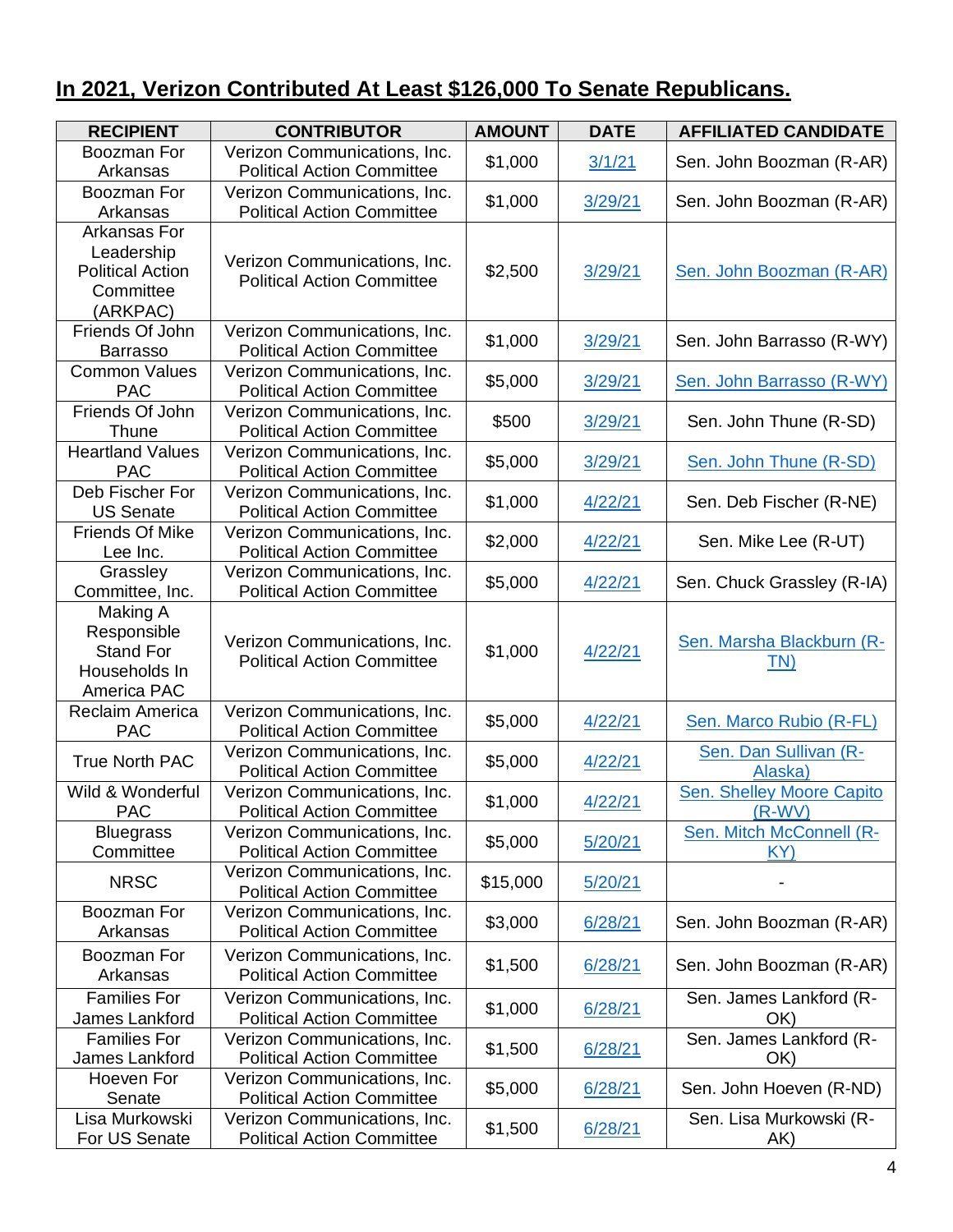**In 2021, Verizon Contributed At Least $126,000 To Senate Republicans.**

| RECIPIENT | CONTRIBUTOR | AMOUNT | DATE | AFFILIATED CANDIDATE |
|---|---|---|---|---|
| Boozman For Arkansas | Verizon Communications, Inc. Political Action Committee | $1,000 | 3/1/21 | Sen. John Boozman (R-AR) |
| Boozman For Arkansas | Verizon Communications, Inc. Political Action Committee | $1,000 | 3/29/21 | Sen. John Boozman (R-AR) |
| Arkansas For Leadership Political Action Committee (ARKPAC) | Verizon Communications, Inc. Political Action Committee | $2,500 | 3/29/21 | Sen. John Boozman (R-AR) |
| Friends Of John Barrasso | Verizon Communications, Inc. Political Action Committee | $1,000 | 3/29/21 | Sen. John Barrasso (R-WY) |
| Common Values PAC | Verizon Communications, Inc. Political Action Committee | $5,000 | 3/29/21 | Sen. John Barrasso (R-WY) |
| Friends Of John Thune | Verizon Communications, Inc. Political Action Committee | $500 | 3/29/21 | Sen. John Thune (R-SD) |
| Heartland Values PAC | Verizon Communications, Inc. Political Action Committee | $5,000 | 3/29/21 | Sen. John Thune (R-SD) |
| Deb Fischer For US Senate | Verizon Communications, Inc. Political Action Committee | $1,000 | 4/22/21 | Sen. Deb Fischer (R-NE) |
| Friends Of Mike Lee Inc. | Verizon Communications, Inc. Political Action Committee | $2,000 | 4/22/21 | Sen. Mike Lee (R-UT) |
| Grassley Committee, Inc. | Verizon Communications, Inc. Political Action Committee | $5,000 | 4/22/21 | Sen. Chuck Grassley (R-IA) |
| Making A Responsible Stand For Households In America PAC | Verizon Communications, Inc. Political Action Committee | $1,000 | 4/22/21 | Sen. Marsha Blackburn (R-TN) |
| Reclaim America PAC | Verizon Communications, Inc. Political Action Committee | $5,000 | 4/22/21 | Sen. Marco Rubio (R-FL) |
| True North PAC | Verizon Communications, Inc. Political Action Committee | $5,000 | 4/22/21 | Sen. Dan Sullivan (R-Alaska) |
| Wild & Wonderful PAC | Verizon Communications, Inc. Political Action Committee | $1,000 | 4/22/21 | Sen. Shelley Moore Capito (R-WV) |
| Bluegrass Committee | Verizon Communications, Inc. Political Action Committee | $5,000 | 5/20/21 | Sen. Mitch McConnell (R-KY) |
| NRSC | Verizon Communications, Inc. Political Action Committee | $15,000 | 5/20/21 | - |
| Boozman For Arkansas | Verizon Communications, Inc. Political Action Committee | $3,000 | 6/28/21 | Sen. John Boozman (R-AR) |
| Boozman For Arkansas | Verizon Communications, Inc. Political Action Committee | $1,500 | 6/28/21 | Sen. John Boozman (R-AR) |
| Families For James Lankford | Verizon Communications, Inc. Political Action Committee | $1,000 | 6/28/21 | Sen. James Lankford (R-OK) |
| Families For James Lankford | Verizon Communications, Inc. Political Action Committee | $1,500 | 6/28/21 | Sen. James Lankford (R-OK) |
| Hoeven For Senate | Verizon Communications, Inc. Political Action Committee | $5,000 | 6/28/21 | Sen. John Hoeven (R-ND) |
| Lisa Murkowski For US Senate | Verizon Communications, Inc. Political Action Committee | $1,500 | 6/28/21 | Sen. Lisa Murkowski (R-AK) |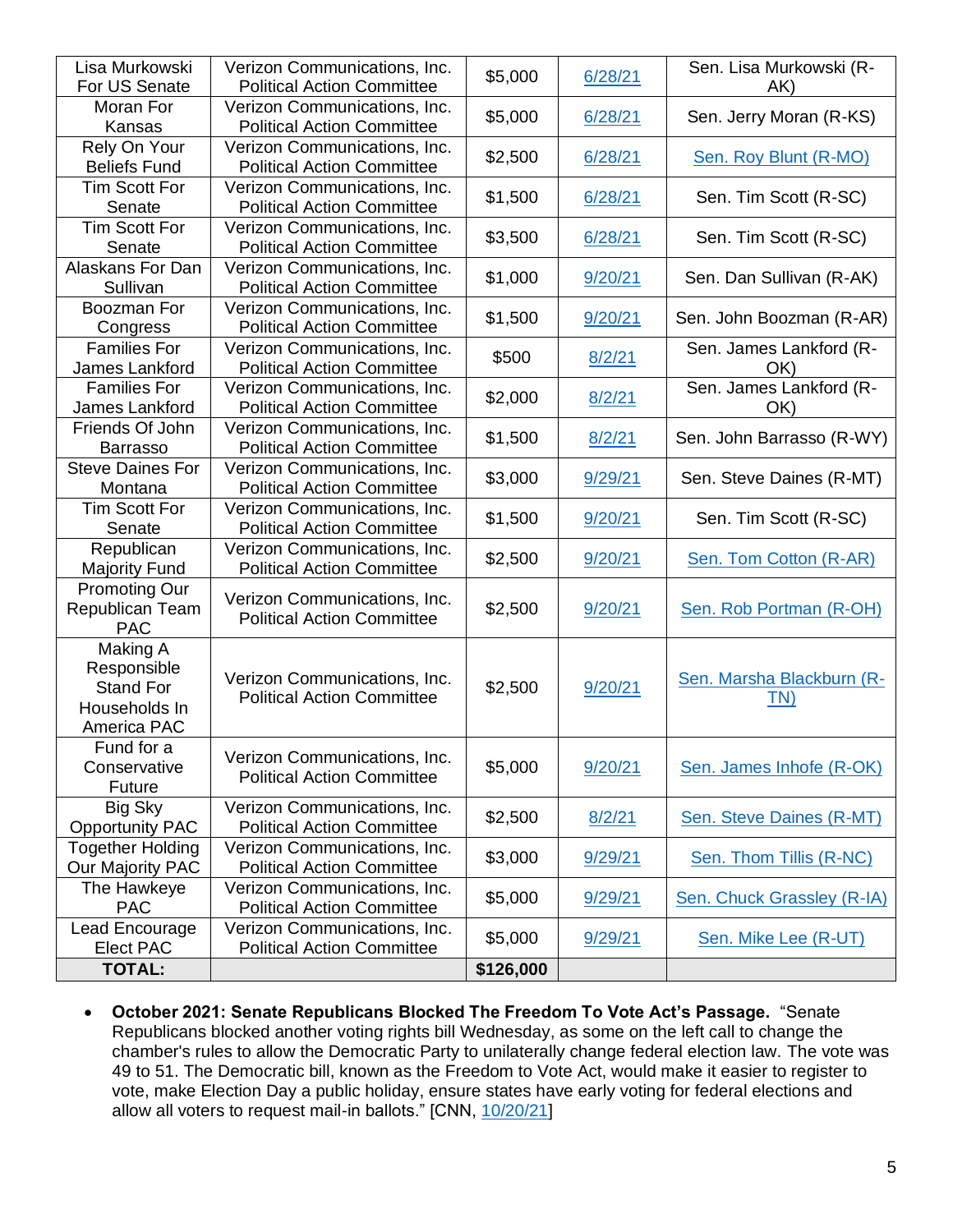| | | | | |
|---|---|---|---|---|
| Lisa Murkowski For US Senate | Verizon Communications, Inc. Political Action Committee | $5,000 | 6/28/21 | Sen. Lisa Murkowski (R-AK) |
| Moran For Kansas | Verizon Communications, Inc. Political Action Committee | $5,000 | 6/28/21 | Sen. Jerry Moran (R-KS) |
| Rely On Your Beliefs Fund | Verizon Communications, Inc. Political Action Committee | $2,500 | 6/28/21 | Sen. Roy Blunt (R-MO) |
| Tim Scott For Senate | Verizon Communications, Inc. Political Action Committee | $1,500 | 6/28/21 | Sen. Tim Scott (R-SC) |
| Tim Scott For Senate | Verizon Communications, Inc. Political Action Committee | $3,500 | 6/28/21 | Sen. Tim Scott (R-SC) |
| Alaskans For Dan Sullivan | Verizon Communications, Inc. Political Action Committee | $1,000 | 9/20/21 | Sen. Dan Sullivan (R-AK) |
| Boozman For Congress | Verizon Communications, Inc. Political Action Committee | $1,500 | 9/20/21 | Sen. John Boozman (R-AR) |
| Families For James Lankford | Verizon Communications, Inc. Political Action Committee | $500 | 8/2/21 | Sen. James Lankford (R-OK) |
| Families For James Lankford | Verizon Communications, Inc. Political Action Committee | $2,000 | 8/2/21 | Sen. James Lankford (R-OK) |
| Friends Of John Barrasso | Verizon Communications, Inc. Political Action Committee | $1,500 | 8/2/21 | Sen. John Barrasso (R-WY) |
| Steve Daines For Montana | Verizon Communications, Inc. Political Action Committee | $3,000 | 9/29/21 | Sen. Steve Daines (R-MT) |
| Tim Scott For Senate | Verizon Communications, Inc. Political Action Committee | $1,500 | 9/20/21 | Sen. Tim Scott (R-SC) |
| Republican Majority Fund | Verizon Communications, Inc. Political Action Committee | $2,500 | 9/20/21 | Sen. Tom Cotton (R-AR) |
| Promoting Our Republican Team PAC | Verizon Communications, Inc. Political Action Committee | $2,500 | 9/20/21 | Sen. Rob Portman (R-OH) |
| Making A Responsible Stand For Households In America PAC | Verizon Communications, Inc. Political Action Committee | $2,500 | 9/20/21 | Sen. Marsha Blackburn (R-TN) |
| Fund for a Conservative Future | Verizon Communications, Inc. Political Action Committee | $5,000 | 9/20/21 | Sen. James Inhofe (R-OK) |
| Big Sky Opportunity PAC | Verizon Communications, Inc. Political Action Committee | $2,500 | 8/2/21 | Sen. Steve Daines (R-MT) |
| Together Holding Our Majority PAC | Verizon Communications, Inc. Political Action Committee | $3,000 | 9/29/21 | Sen. Thom Tillis (R-NC) |
| The Hawkeye PAC | Verizon Communications, Inc. Political Action Committee | $5,000 | 9/29/21 | Sen. Chuck Grassley (R-IA) |
| Lead Encourage Elect PAC | Verizon Communications, Inc. Political Action Committee | $5,000 | 9/29/21 | Sen. Mike Lee (R-UT) |
| **TOTAL:** | | **$126,000** | | |

- **October 2021: Senate Republicans Blocked The Freedom To Vote Act's Passage.** "Senate Republicans blocked another voting rights bill Wednesday, as some on the left call to change the chamber's rules to allow the Democratic Party to unilaterally change federal election law. The vote was 49 to 51. The Democratic bill, known as the Freedom to Vote Act, would make it easier to register to vote, make Election Day a public holiday, ensure states have early voting for federal elections and allow all voters to request mail-in ballots." [CNN, 10/20/21]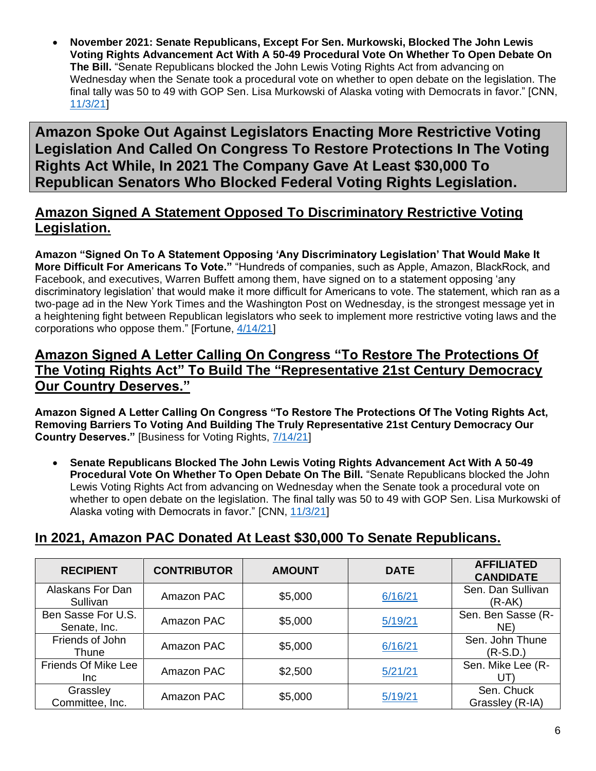- **November 2021: Senate Republicans, Except For Sen. Murkowski, Blocked The John Lewis Voting Rights Advancement Act With A 50-49 Procedural Vote On Whether To Open Debate On The Bill.** "Senate Republicans blocked the John Lewis Voting Rights Act from advancing on Wednesday when the Senate took a procedural vote on whether to open debate on the legislation. The final tally was 50 to 49 with GOP Sen. Lisa Murkowski of Alaska voting with Democrats in favor." [CNN, 11/3/21]

# Amazon Spoke Out Against Legislators Enacting More Restrictive Voting Legislation And Called On Congress To Restore Protections In The Voting Rights Act While, In 2021 The Company Gave At Least $30,000 To Republican Senators Who Blocked Federal Voting Rights Legislation.

## Amazon Signed A Statement Opposed To Discriminatory Restrictive Voting Legislation.

**Amazon "Signed On To A Statement Opposing 'Any Discriminatory Legislation' That Would Make It More Difficult For Americans To Vote."** "Hundreds of companies, such as Apple, Amazon, BlackRock, and Facebook, and executives, Warren Buffett among them, have signed on to a statement opposing 'any discriminatory legislation' that would make it more difficult for Americans to vote. The statement, which ran as a two-page ad in the New York Times and the Washington Post on Wednesday, is the strongest message yet in a heightening fight between Republican legislators who seek to implement more restrictive voting laws and the corporations who oppose them." [Fortune, 4/14/21]

## Amazon Signed A Letter Calling On Congress "To Restore The Protections Of The Voting Rights Act" To Build The "Representative 21st Century Democracy Our Country Deserves."

**Amazon Signed A Letter Calling On Congress "To Restore The Protections Of The Voting Rights Act, Removing Barriers To Voting And Building The Truly Representative 21st Century Democracy Our Country Deserves."** [Business for Voting Rights, 7/14/21]

- **Senate Republicans Blocked The John Lewis Voting Rights Advancement Act With A 50-49 Procedural Vote On Whether To Open Debate On The Bill.** "Senate Republicans blocked the John Lewis Voting Rights Act from advancing on Wednesday when the Senate took a procedural vote on whether to open debate on the legislation. The final tally was 50 to 49 with GOP Sen. Lisa Murkowski of Alaska voting with Democrats in favor." [CNN, 11/3/21]

## In 2021, Amazon PAC Donated At Least $30,000 To Senate Republicans.

| RECIPIENT | CONTRIBUTOR | AMOUNT | DATE | AFFILIATED CANDIDATE |
|---|---|---|---|---|
| Alaskans For Dan Sullivan | Amazon PAC | $5,000 | 6/16/21 | Sen. Dan Sullivan (R-AK) |
| Ben Sasse For U.S. Senate, Inc. | Amazon PAC | $5,000 | 5/19/21 | Sen. Ben Sasse (R-NE) |
| Friends of John Thune | Amazon PAC | $5,000 | 6/16/21 | Sen. John Thune (R-S.D.) |
| Friends Of Mike Lee Inc | Amazon PAC | $2,500 | 5/21/21 | Sen. Mike Lee (R-UT) |
| Grassley Committee, Inc. | Amazon PAC | $5,000 | 5/19/21 | Sen. Chuck Grassley (R-IA) |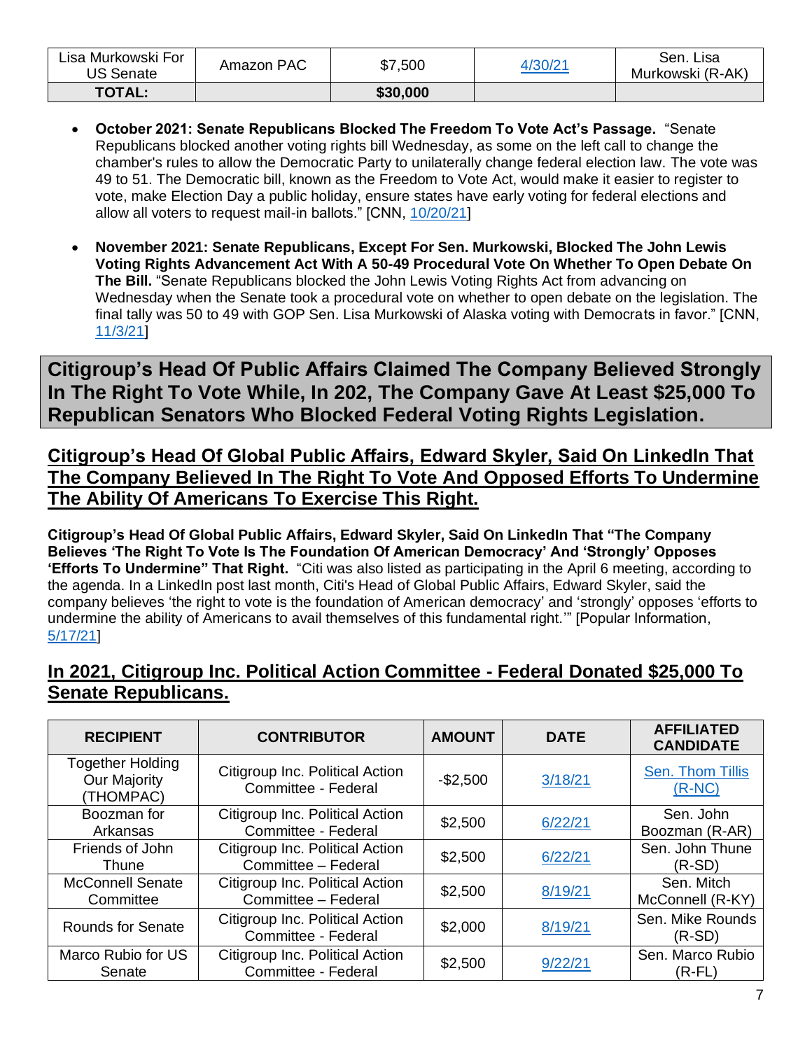| | | | | |
|---|---|---|---|---|
| Lisa Murkowski For US Senate | Amazon PAC | $7,500 | 4/30/21 | Sen. Lisa Murkowski (R-AK) |
| **TOTAL:** | | **$30,000** | | |

- **October 2021: Senate Republicans Blocked The Freedom To Vote Act's Passage.** "Senate Republicans blocked another voting rights bill Wednesday, as some on the left call to change the chamber's rules to allow the Democratic Party to unilaterally change federal election law. The vote was 49 to 51. The Democratic bill, known as the Freedom to Vote Act, would make it easier to register to vote, make Election Day a public holiday, ensure states have early voting for federal elections and allow all voters to request mail-in ballots." [CNN, 10/20/21]

- **November 2021: Senate Republicans, Except For Sen. Murkowski, Blocked The John Lewis Voting Rights Advancement Act With A 50-49 Procedural Vote On Whether To Open Debate On The Bill.** "Senate Republicans blocked the John Lewis Voting Rights Act from advancing on Wednesday when the Senate took a procedural vote on whether to open debate on the legislation. The final tally was 50 to 49 with GOP Sen. Lisa Murkowski of Alaska voting with Democrats in favor." [CNN, 11/3/21]

# Citigroup's Head Of Public Affairs Claimed The Company Believed Strongly In The Right To Vote While, In 202, The Company Gave At Least $25,000 To Republican Senators Who Blocked Federal Voting Rights Legislation.

## Citigroup's Head Of Global Public Affairs, Edward Skyler, Said On LinkedIn That The Company Believed In The Right To Vote And Opposed Efforts To Undermine The Ability Of Americans To Exercise This Right.

**Citigroup's Head Of Global Public Affairs, Edward Skyler, Said On LinkedIn That "The Company Believes 'The Right To Vote Is The Foundation Of American Democracy' And 'Strongly' Opposes 'Efforts To Undermine" That Right.** "Citi was also listed as participating in the April 6 meeting, according to the agenda. In a LinkedIn post last month, Citi's Head of Global Public Affairs, Edward Skyler, said the company believes 'the right to vote is the foundation of American democracy' and 'strongly' opposes 'efforts to undermine the ability of Americans to avail themselves of this fundamental right.'" [Popular Information, 5/17/21]

## In 2021, Citigroup Inc. Political Action Committee - Federal Donated $25,000 To Senate Republicans.

| RECIPIENT | CONTRIBUTOR | AMOUNT | DATE | AFFILIATED CANDIDATE |
|---|---|---|---|---|
| Together Holding Our Majority (THOMPAC) | Citigroup Inc. Political Action Committee - Federal | -$2,500 | 3/18/21 | Sen. Thom Tillis (R-NC) |
| Boozman for Arkansas | Citigroup Inc. Political Action Committee - Federal | $2,500 | 6/22/21 | Sen. John Boozman (R-AR) |
| Friends of John Thune | Citigroup Inc. Political Action Committee – Federal | $2,500 | 6/22/21 | Sen. John Thune (R-SD) |
| McConnell Senate Committee | Citigroup Inc. Political Action Committee – Federal | $2,500 | 8/19/21 | Sen. Mitch McConnell (R-KY) |
| Rounds for Senate | Citigroup Inc. Political Action Committee - Federal | $2,000 | 8/19/21 | Sen. Mike Rounds (R-SD) |
| Marco Rubio for US Senate | Citigroup Inc. Political Action Committee - Federal | $2,500 | 9/22/21 | Sen. Marco Rubio (R-FL) |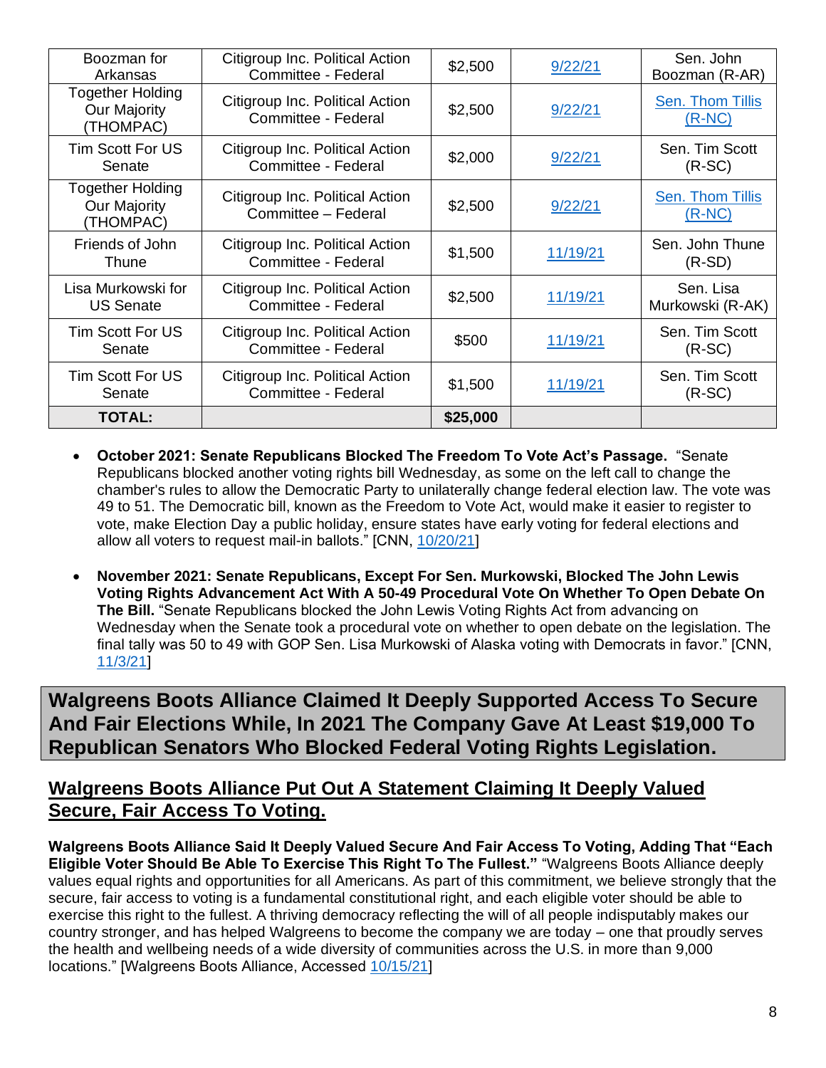| | | | | |
|---|---|---|---|---|
| Boozman for Arkansas | Citigroup Inc. Political Action Committee - Federal | $2,500 | 9/22/21 | Sen. John Boozman (R-AR) |
| Together Holding Our Majority (THOMPAC) | Citigroup Inc. Political Action Committee - Federal | $2,500 | 9/22/21 | Sen. Thom Tillis (R-NC) |
| Tim Scott For US Senate | Citigroup Inc. Political Action Committee - Federal | $2,000 | 9/22/21 | Sen. Tim Scott (R-SC) |
| Together Holding Our Majority (THOMPAC) | Citigroup Inc. Political Action Committee – Federal | $2,500 | 9/22/21 | Sen. Thom Tillis (R-NC) |
| Friends of John Thune | Citigroup Inc. Political Action Committee - Federal | $1,500 | 11/19/21 | Sen. John Thune (R-SD) |
| Lisa Murkowski for US Senate | Citigroup Inc. Political Action Committee - Federal | $2,500 | 11/19/21 | Sen. Lisa Murkowski (R-AK) |
| Tim Scott For US Senate | Citigroup Inc. Political Action Committee - Federal | $500 | 11/19/21 | Sen. Tim Scott (R-SC) |
| Tim Scott For US Senate | Citigroup Inc. Political Action Committee - Federal | $1,500 | 11/19/21 | Sen. Tim Scott (R-SC) |
| **TOTAL:** | | **$25,000** | | |

- **October 2021: Senate Republicans Blocked The Freedom To Vote Act's Passage.** "Senate Republicans blocked another voting rights bill Wednesday, as some on the left call to change the chamber's rules to allow the Democratic Party to unilaterally change federal election law. The vote was 49 to 51. The Democratic bill, known as the Freedom to Vote Act, would make it easier to register to vote, make Election Day a public holiday, ensure states have early voting for federal elections and allow all voters to request mail-in ballots." [CNN, 10/20/21]

- **November 2021: Senate Republicans, Except For Sen. Murkowski, Blocked The John Lewis Voting Rights Advancement Act With A 50-49 Procedural Vote On Whether To Open Debate On The Bill.** "Senate Republicans blocked the John Lewis Voting Rights Act from advancing on Wednesday when the Senate took a procedural vote on whether to open debate on the legislation. The final tally was 50 to 49 with GOP Sen. Lisa Murkowski of Alaska voting with Democrats in favor." [CNN, 11/3/21]

# Walgreens Boots Alliance Claimed It Deeply Supported Access To Secure And Fair Elections While, In 2021 The Company Gave At Least $19,000 To Republican Senators Who Blocked Federal Voting Rights Legislation.

## Walgreens Boots Alliance Put Out A Statement Claiming It Deeply Valued Secure, Fair Access To Voting.

**Walgreens Boots Alliance Said It Deeply Valued Secure And Fair Access To Voting, Adding That "Each Eligible Voter Should Be Able To Exercise This Right To The Fullest."** "Walgreens Boots Alliance deeply values equal rights and opportunities for all Americans. As part of this commitment, we believe strongly that the secure, fair access to voting is a fundamental constitutional right, and each eligible voter should be able to exercise this right to the fullest. A thriving democracy reflecting the will of all people indisputably makes our country stronger, and has helped Walgreens to become the company we are today – one that proudly serves the health and wellbeing needs of a wide diversity of communities across the U.S. in more than 9,000 locations." [Walgreens Boots Alliance, Accessed 10/15/21]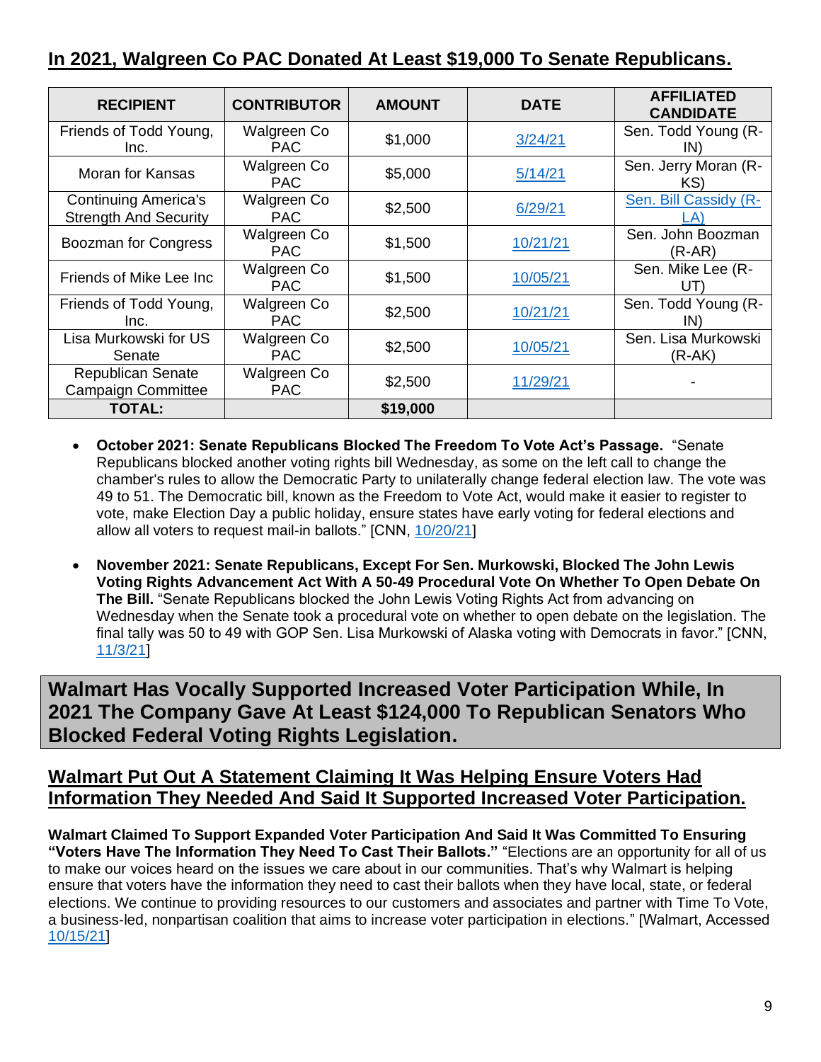## In 2021, Walgreen Co PAC Donated At Least $19,000 To Senate Republicans.

| RECIPIENT | CONTRIBUTOR | AMOUNT | DATE | AFFILIATED CANDIDATE |
|---|---|---|---|---|
| Friends of Todd Young, Inc. | Walgreen Co PAC | $1,000 | 3/24/21 | Sen. Todd Young (R-IN) |
| Moran for Kansas | Walgreen Co PAC | $5,000 | 5/14/21 | Sen. Jerry Moran (R-KS) |
| Continuing America's Strength And Security | Walgreen Co PAC | $2,500 | 6/29/21 | Sen. Bill Cassidy (R-LA) |
| Boozman for Congress | Walgreen Co PAC | $1,500 | 10/21/21 | Sen. John Boozman (R-AR) |
| Friends of Mike Lee Inc | Walgreen Co PAC | $1,500 | 10/05/21 | Sen. Mike Lee (R-UT) |
| Friends of Todd Young, Inc. | Walgreen Co PAC | $2,500 | 10/21/21 | Sen. Todd Young (R-IN) |
| Lisa Murkowski for US Senate | Walgreen Co PAC | $2,500 | 10/05/21 | Sen. Lisa Murkowski (R-AK) |
| Republican Senate Campaign Committee | Walgreen Co PAC | $2,500 | 11/29/21 | - |
| **TOTAL:** | | **$19,000** | | |

- **October 2021: Senate Republicans Blocked The Freedom To Vote Act's Passage.** "Senate Republicans blocked another voting rights bill Wednesday, as some on the left call to change the chamber's rules to allow the Democratic Party to unilaterally change federal election law. The vote was 49 to 51. The Democratic bill, known as the Freedom to Vote Act, would make it easier to register to vote, make Election Day a public holiday, ensure states have early voting for federal elections and allow all voters to request mail-in ballots." [CNN, 10/20/21]

- **November 2021: Senate Republicans, Except For Sen. Murkowski, Blocked The John Lewis Voting Rights Advancement Act With A 50-49 Procedural Vote On Whether To Open Debate On The Bill.** "Senate Republicans blocked the John Lewis Voting Rights Act from advancing on Wednesday when the Senate took a procedural vote on whether to open debate on the legislation. The final tally was 50 to 49 with GOP Sen. Lisa Murkowski of Alaska voting with Democrats in favor." [CNN, 11/3/21]

# Walmart Has Vocally Supported Increased Voter Participation While, In 2021 The Company Gave At Least $124,000 To Republican Senators Who Blocked Federal Voting Rights Legislation.

## Walmart Put Out A Statement Claiming It Was Helping Ensure Voters Had Information They Needed And Said It Supported Increased Voter Participation.

**Walmart Claimed To Support Expanded Voter Participation And Said It Was Committed To Ensuring "Voters Have The Information They Need To Cast Their Ballots."** "Elections are an opportunity for all of us to make our voices heard on the issues we care about in our communities. That's why Walmart is helping ensure that voters have the information they need to cast their ballots when they have local, state, or federal elections. We continue to providing resources to our customers and associates and partner with Time To Vote, a business-led, nonpartisan coalition that aims to increase voter participation in elections." [Walmart, Accessed 10/15/21]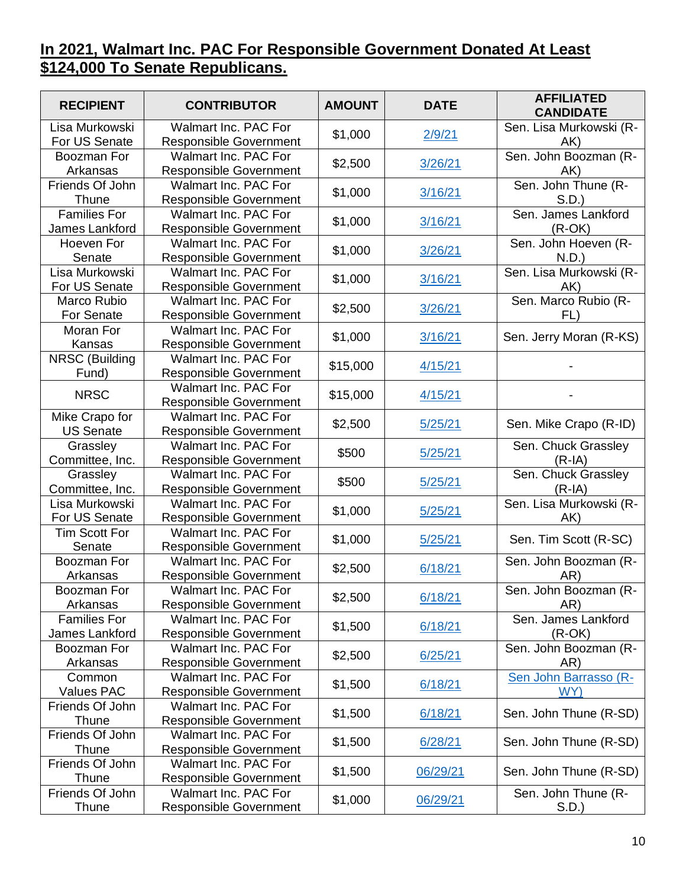## In 2021, Walmart Inc. PAC For Responsible Government Donated At Least $124,000 To Senate Republicans.

| RECIPIENT | CONTRIBUTOR | AMOUNT | DATE | AFFILIATED CANDIDATE |
|---|---|---|---|---|
| Lisa Murkowski For US Senate | Walmart Inc. PAC For Responsible Government | $1,000 | 2/9/21 | Sen. Lisa Murkowski (R-AK) |
| Boozman For Arkansas | Walmart Inc. PAC For Responsible Government | $2,500 | 3/26/21 | Sen. John Boozman (R-AK) |
| Friends Of John Thune | Walmart Inc. PAC For Responsible Government | $1,000 | 3/16/21 | Sen. John Thune (R-S.D.) |
| Families For James Lankford | Walmart Inc. PAC For Responsible Government | $1,000 | 3/16/21 | Sen. James Lankford (R-OK) |
| Hoeven For Senate | Walmart Inc. PAC For Responsible Government | $1,000 | 3/26/21 | Sen. John Hoeven (R-N.D.) |
| Lisa Murkowski For US Senate | Walmart Inc. PAC For Responsible Government | $1,000 | 3/16/21 | Sen. Lisa Murkowski (R-AK) |
| Marco Rubio For Senate | Walmart Inc. PAC For Responsible Government | $2,500 | 3/26/21 | Sen. Marco Rubio (R-FL) |
| Moran For Kansas | Walmart Inc. PAC For Responsible Government | $1,000 | 3/16/21 | Sen. Jerry Moran (R-KS) |
| NRSC (Building Fund) | Walmart Inc. PAC For Responsible Government | $15,000 | 4/15/21 | - |
| NRSC | Walmart Inc. PAC For Responsible Government | $15,000 | 4/15/21 | - |
| Mike Crapo for US Senate | Walmart Inc. PAC For Responsible Government | $2,500 | 5/25/21 | Sen. Mike Crapo (R-ID) |
| Grassley Committee, Inc. | Walmart Inc. PAC For Responsible Government | $500 | 5/25/21 | Sen. Chuck Grassley (R-IA) |
| Grassley Committee, Inc. | Walmart Inc. PAC For Responsible Government | $500 | 5/25/21 | Sen. Chuck Grassley (R-IA) |
| Lisa Murkowski For US Senate | Walmart Inc. PAC For Responsible Government | $1,000 | 5/25/21 | Sen. Lisa Murkowski (R-AK) |
| Tim Scott For Senate | Walmart Inc. PAC For Responsible Government | $1,000 | 5/25/21 | Sen. Tim Scott (R-SC) |
| Boozman For Arkansas | Walmart Inc. PAC For Responsible Government | $2,500 | 6/18/21 | Sen. John Boozman (R-AR) |
| Boozman For Arkansas | Walmart Inc. PAC For Responsible Government | $2,500 | 6/18/21 | Sen. John Boozman (R-AR) |
| Families For James Lankford | Walmart Inc. PAC For Responsible Government | $1,500 | 6/18/21 | Sen. James Lankford (R-OK) |
| Boozman For Arkansas | Walmart Inc. PAC For Responsible Government | $2,500 | 6/25/21 | Sen. John Boozman (R-AR) |
| Common Values PAC | Walmart Inc. PAC For Responsible Government | $1,500 | 6/18/21 | Sen John Barrasso (R-WY) |
| Friends Of John Thune | Walmart Inc. PAC For Responsible Government | $1,500 | 6/18/21 | Sen. John Thune (R-SD) |
| Friends Of John Thune | Walmart Inc. PAC For Responsible Government | $1,500 | 6/28/21 | Sen. John Thune (R-SD) |
| Friends Of John Thune | Walmart Inc. PAC For Responsible Government | $1,500 | 06/29/21 | Sen. John Thune (R-SD) |
| Friends Of John Thune | Walmart Inc. PAC For Responsible Government | $1,000 | 06/29/21 | Sen. John Thune (R-S.D.) |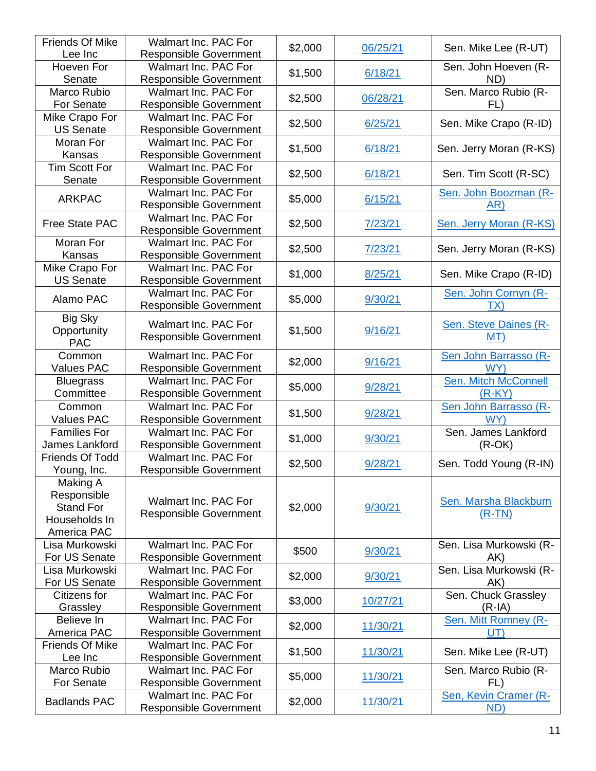| | | | | |
|---|---|---|---|---|
| Friends Of Mike Lee Inc | Walmart Inc. PAC For Responsible Government | $2,000 | 06/25/21 | Sen. Mike Lee (R-UT) |
| Hoeven For Senate | Walmart Inc. PAC For Responsible Government | $1,500 | 6/18/21 | Sen. John Hoeven (R-ND) |
| Marco Rubio For Senate | Walmart Inc. PAC For Responsible Government | $2,500 | 06/28/21 | Sen. Marco Rubio (R-FL) |
| Mike Crapo For US Senate | Walmart Inc. PAC For Responsible Government | $2,500 | 6/25/21 | Sen. Mike Crapo (R-ID) |
| Moran For Kansas | Walmart Inc. PAC For Responsible Government | $1,500 | 6/18/21 | Sen. Jerry Moran (R-KS) |
| Tim Scott For Senate | Walmart Inc. PAC For Responsible Government | $2,500 | 6/18/21 | Sen. Tim Scott (R-SC) |
| ARKPAC | Walmart Inc. PAC For Responsible Government | $5,000 | 6/15/21 | Sen. John Boozman (R-AR) |
| Free State PAC | Walmart Inc. PAC For Responsible Government | $2,500 | 7/23/21 | Sen. Jerry Moran (R-KS) |
| Moran For Kansas | Walmart Inc. PAC For Responsible Government | $2,500 | 7/23/21 | Sen. Jerry Moran (R-KS) |
| Mike Crapo For US Senate | Walmart Inc. PAC For Responsible Government | $1,000 | 8/25/21 | Sen. Mike Crapo (R-ID) |
| Alamo PAC | Walmart Inc. PAC For Responsible Government | $5,000 | 9/30/21 | Sen. John Cornyn (R-TX) |
| Big Sky Opportunity PAC | Walmart Inc. PAC For Responsible Government | $1,500 | 9/16/21 | Sen. Steve Daines (R-MT) |
| Common Values PAC | Walmart Inc. PAC For Responsible Government | $2,000 | 9/16/21 | Sen John Barrasso (R-WY) |
| Bluegrass Committee | Walmart Inc. PAC For Responsible Government | $5,000 | 9/28/21 | Sen. Mitch McConnell (R-KY) |
| Common Values PAC | Walmart Inc. PAC For Responsible Government | $1,500 | 9/28/21 | Sen John Barrasso (R-WY) |
| Families For James Lankford | Walmart Inc. PAC For Responsible Government | $1,000 | 9/30/21 | Sen. James Lankford (R-OK) |
| Friends Of Todd Young, Inc. | Walmart Inc. PAC For Responsible Government | $2,500 | 9/28/21 | Sen. Todd Young (R-IN) |
| Making A Responsible Stand For Households In America PAC | Walmart Inc. PAC For Responsible Government | $2,000 | 9/30/21 | Sen. Marsha Blackburn (R-TN) |
| Lisa Murkowski For US Senate | Walmart Inc. PAC For Responsible Government | $500 | 9/30/21 | Sen. Lisa Murkowski (R-AK) |
| Lisa Murkowski For US Senate | Walmart Inc. PAC For Responsible Government | $2,000 | 9/30/21 | Sen. Lisa Murkowski (R-AK) |
| Citizens for Grassley | Walmart Inc. PAC For Responsible Government | $3,000 | 10/27/21 | Sen. Chuck Grassley (R-IA) |
| Believe In America PAC | Walmart Inc. PAC For Responsible Government | $2,000 | 11/30/21 | Sen. Mitt Romney (R-UT) |
| Friends Of Mike Lee Inc | Walmart Inc. PAC For Responsible Government | $1,500 | 11/30/21 | Sen. Mike Lee (R-UT) |
| Marco Rubio For Senate | Walmart Inc. PAC For Responsible Government | $5,000 | 11/30/21 | Sen. Marco Rubio (R-FL) |
| Badlands PAC | Walmart Inc. PAC For Responsible Government | $2,000 | 11/30/21 | Sen, Kevin Cramer (R-ND) |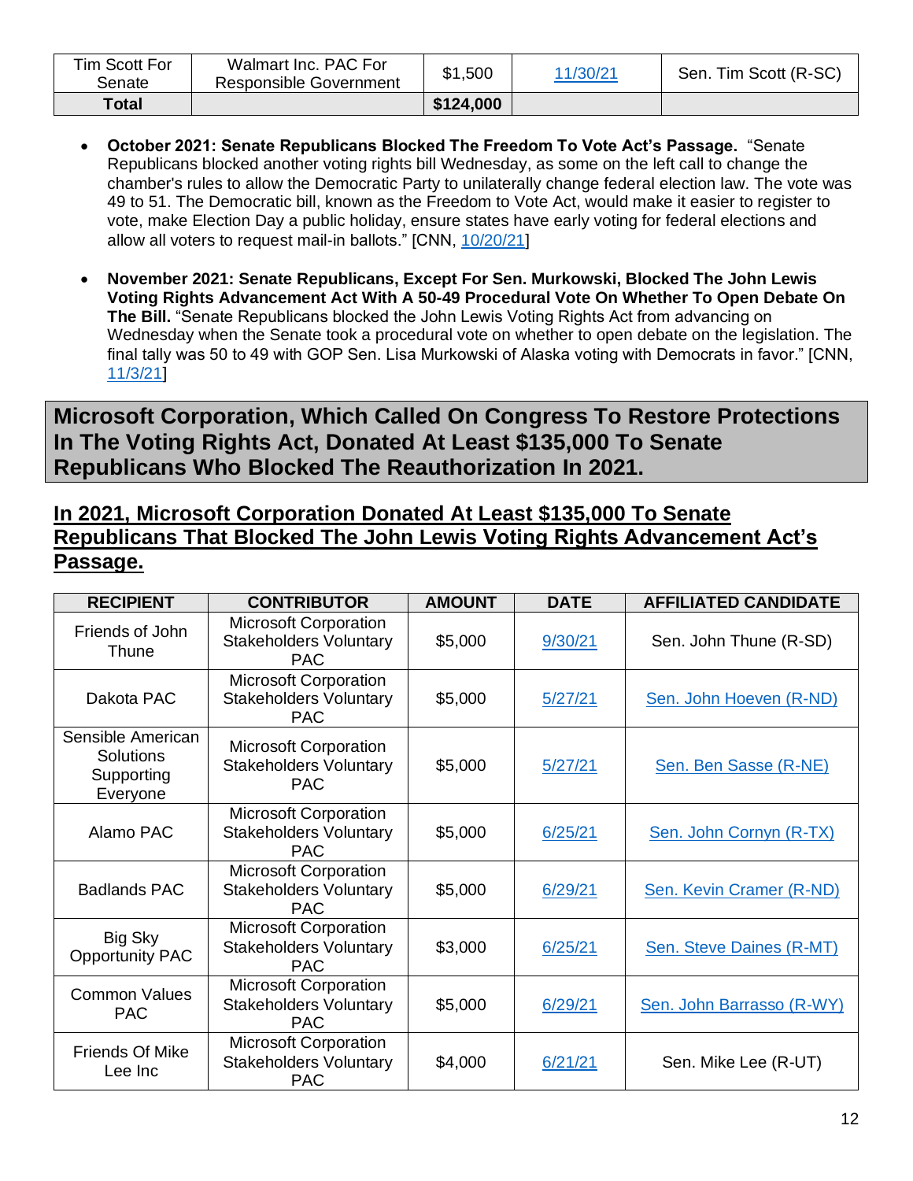| | | | | |
|---|---|---|---|---|
| Tim Scott For Senate | Walmart Inc. PAC For Responsible Government | $1,500 | 11/30/21 | Sen. Tim Scott (R-SC) |
| **Total** | | **$124,000** | | |

- **October 2021: Senate Republicans Blocked The Freedom To Vote Act's Passage.** "Senate Republicans blocked another voting rights bill Wednesday, as some on the left call to change the chamber's rules to allow the Democratic Party to unilaterally change federal election law. The vote was 49 to 51. The Democratic bill, known as the Freedom to Vote Act, would make it easier to register to vote, make Election Day a public holiday, ensure states have early voting for federal elections and allow all voters to request mail-in ballots." [CNN, 10/20/21]

- **November 2021: Senate Republicans, Except For Sen. Murkowski, Blocked The John Lewis Voting Rights Advancement Act With A 50-49 Procedural Vote On Whether To Open Debate On The Bill.** "Senate Republicans blocked the John Lewis Voting Rights Act from advancing on Wednesday when the Senate took a procedural vote on whether to open debate on the legislation. The final tally was 50 to 49 with GOP Sen. Lisa Murkowski of Alaska voting with Democrats in favor." [CNN, 11/3/21]

## Microsoft Corporation, Which Called On Congress To Restore Protections In The Voting Rights Act, Donated At Least $135,000 To Senate Republicans Who Blocked The Reauthorization In 2021.

### In 2021, Microsoft Corporation Donated At Least $135,000 To Senate Republicans That Blocked The John Lewis Voting Rights Advancement Act's Passage.

| RECIPIENT | CONTRIBUTOR | AMOUNT | DATE | AFFILIATED CANDIDATE |
|---|---|---|---|---|
| Friends of John Thune | Microsoft Corporation Stakeholders Voluntary PAC | $5,000 | 9/30/21 | Sen. John Thune (R-SD) |
| Dakota PAC | Microsoft Corporation Stakeholders Voluntary PAC | $5,000 | 5/27/21 | Sen. John Hoeven (R-ND) |
| Sensible American Solutions Supporting Everyone | Microsoft Corporation Stakeholders Voluntary PAC | $5,000 | 5/27/21 | Sen. Ben Sasse (R-NE) |
| Alamo PAC | Microsoft Corporation Stakeholders Voluntary PAC | $5,000 | 6/25/21 | Sen. John Cornyn (R-TX) |
| Badlands PAC | Microsoft Corporation Stakeholders Voluntary PAC | $5,000 | 6/29/21 | Sen. Kevin Cramer (R-ND) |
| Big Sky Opportunity PAC | Microsoft Corporation Stakeholders Voluntary PAC | $3,000 | 6/25/21 | Sen. Steve Daines (R-MT) |
| Common Values PAC | Microsoft Corporation Stakeholders Voluntary PAC | $5,000 | 6/29/21 | Sen. John Barrasso (R-WY) |
| Friends Of Mike Lee Inc | Microsoft Corporation Stakeholders Voluntary PAC | $4,000 | 6/21/21 | Sen. Mike Lee (R-UT) |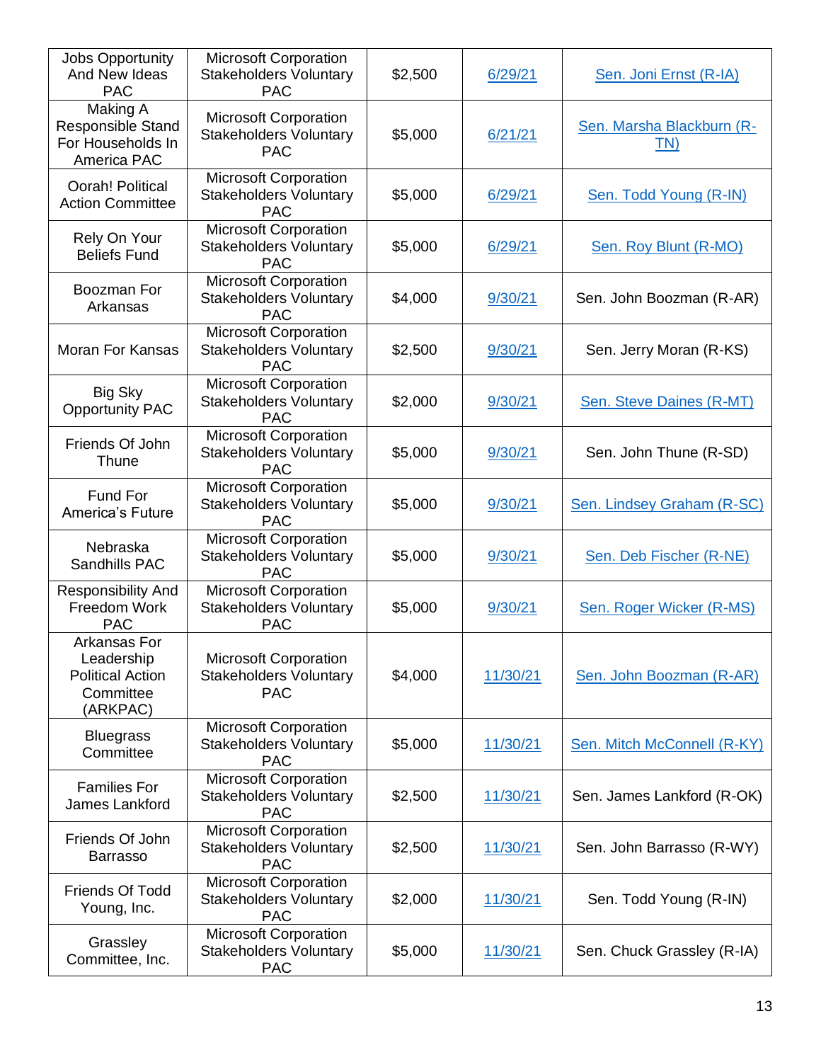| | | | | |
|---|---|---|---|---|
| Jobs Opportunity And New Ideas PAC | Microsoft Corporation Stakeholders Voluntary PAC | $2,500 | 6/29/21 | Sen. Joni Ernst (R-IA) |
| Making A Responsible Stand For Households In America PAC | Microsoft Corporation Stakeholders Voluntary PAC | $5,000 | 6/21/21 | Sen. Marsha Blackburn (R-TN) |
| Oorah! Political Action Committee | Microsoft Corporation Stakeholders Voluntary PAC | $5,000 | 6/29/21 | Sen. Todd Young (R-IN) |
| Rely On Your Beliefs Fund | Microsoft Corporation Stakeholders Voluntary PAC | $5,000 | 6/29/21 | Sen. Roy Blunt (R-MO) |
| Boozman For Arkansas | Microsoft Corporation Stakeholders Voluntary PAC | $4,000 | 9/30/21 | Sen. John Boozman (R-AR) |
| Moran For Kansas | Microsoft Corporation Stakeholders Voluntary PAC | $2,500 | 9/30/21 | Sen. Jerry Moran (R-KS) |
| Big Sky Opportunity PAC | Microsoft Corporation Stakeholders Voluntary PAC | $2,000 | 9/30/21 | Sen. Steve Daines (R-MT) |
| Friends Of John Thune | Microsoft Corporation Stakeholders Voluntary PAC | $5,000 | 9/30/21 | Sen. John Thune (R-SD) |
| Fund For America's Future | Microsoft Corporation Stakeholders Voluntary PAC | $5,000 | 9/30/21 | Sen. Lindsey Graham (R-SC) |
| Nebraska Sandhills PAC | Microsoft Corporation Stakeholders Voluntary PAC | $5,000 | 9/30/21 | Sen. Deb Fischer (R-NE) |
| Responsibility And Freedom Work PAC | Microsoft Corporation Stakeholders Voluntary PAC | $5,000 | 9/30/21 | Sen. Roger Wicker (R-MS) |
| Arkansas For Leadership Political Action Committee (ARKPAC) | Microsoft Corporation Stakeholders Voluntary PAC | $4,000 | 11/30/21 | Sen. John Boozman (R-AR) |
| Bluegrass Committee | Microsoft Corporation Stakeholders Voluntary PAC | $5,000 | 11/30/21 | Sen. Mitch McConnell (R-KY) |
| Families For James Lankford | Microsoft Corporation Stakeholders Voluntary PAC | $2,500 | 11/30/21 | Sen. James Lankford (R-OK) |
| Friends Of John Barrasso | Microsoft Corporation Stakeholders Voluntary PAC | $2,500 | 11/30/21 | Sen. John Barrasso (R-WY) |
| Friends Of Todd Young, Inc. | Microsoft Corporation Stakeholders Voluntary PAC | $2,000 | 11/30/21 | Sen. Todd Young (R-IN) |
| Grassley Committee, Inc. | Microsoft Corporation Stakeholders Voluntary PAC | $5,000 | 11/30/21 | Sen. Chuck Grassley (R-IA) |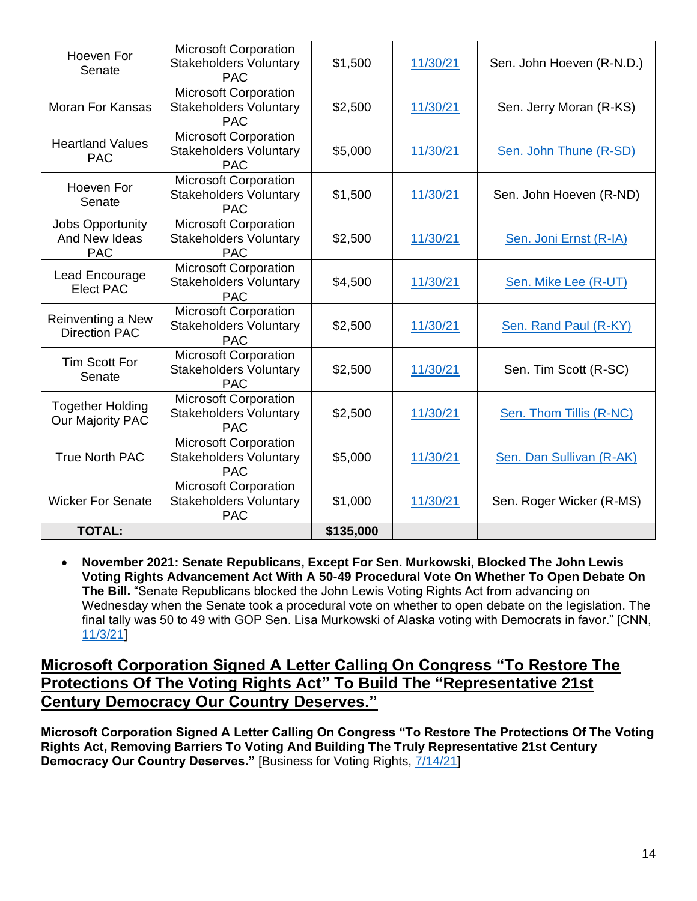| | | | | |
|---|---|---|---|---|
| Hoeven For Senate | Microsoft Corporation Stakeholders Voluntary PAC | $1,500 | 11/30/21 | Sen. John Hoeven (R-N.D.) |
| Moran For Kansas | Microsoft Corporation Stakeholders Voluntary PAC | $2,500 | 11/30/21 | Sen. Jerry Moran (R-KS) |
| Heartland Values PAC | Microsoft Corporation Stakeholders Voluntary PAC | $5,000 | 11/30/21 | Sen. John Thune (R-SD) |
| Hoeven For Senate | Microsoft Corporation Stakeholders Voluntary PAC | $1,500 | 11/30/21 | Sen. John Hoeven (R-ND) |
| Jobs Opportunity And New Ideas PAC | Microsoft Corporation Stakeholders Voluntary PAC | $2,500 | 11/30/21 | Sen. Joni Ernst (R-IA) |
| Lead Encourage Elect PAC | Microsoft Corporation Stakeholders Voluntary PAC | $4,500 | 11/30/21 | Sen. Mike Lee (R-UT) |
| Reinventing a New Direction PAC | Microsoft Corporation Stakeholders Voluntary PAC | $2,500 | 11/30/21 | Sen. Rand Paul (R-KY) |
| Tim Scott For Senate | Microsoft Corporation Stakeholders Voluntary PAC | $2,500 | 11/30/21 | Sen. Tim Scott (R-SC) |
| Together Holding Our Majority PAC | Microsoft Corporation Stakeholders Voluntary PAC | $2,500 | 11/30/21 | Sen. Thom Tillis (R-NC) |
| True North PAC | Microsoft Corporation Stakeholders Voluntary PAC | $5,000 | 11/30/21 | Sen. Dan Sullivan (R-AK) |
| Wicker For Senate | Microsoft Corporation Stakeholders Voluntary PAC | $1,000 | 11/30/21 | Sen. Roger Wicker (R-MS) |
| **TOTAL:** | | **$135,000** | | |

- **November 2021: Senate Republicans, Except For Sen. Murkowski, Blocked The John Lewis Voting Rights Advancement Act With A 50-49 Procedural Vote On Whether To Open Debate On The Bill.** "Senate Republicans blocked the John Lewis Voting Rights Act from advancing on Wednesday when the Senate took a procedural vote on whether to open debate on the legislation. The final tally was 50 to 49 with GOP Sen. Lisa Murkowski of Alaska voting with Democrats in favor." [CNN, 11/3/21]

## Microsoft Corporation Signed A Letter Calling On Congress "To Restore The Protections Of The Voting Rights Act" To Build The "Representative 21st Century Democracy Our Country Deserves."

**Microsoft Corporation Signed A Letter Calling On Congress "To Restore The Protections Of The Voting Rights Act, Removing Barriers To Voting And Building The Truly Representative 21st Century Democracy Our Country Deserves."** [Business for Voting Rights, 7/14/21]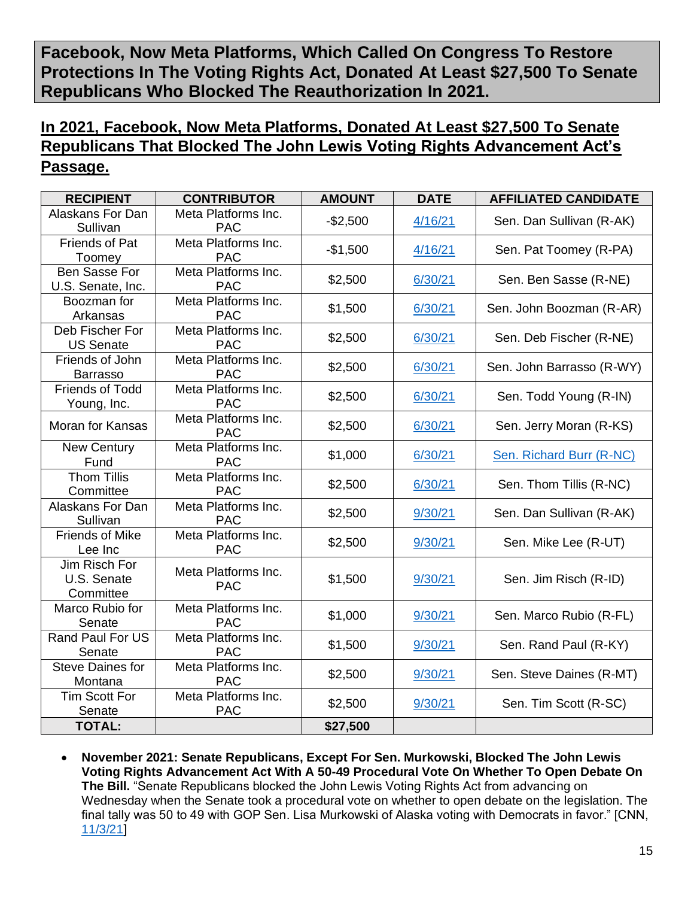**Facebook, Now Meta Platforms, Which Called On Congress To Restore Protections In The Voting Rights Act, Donated At Least $27,500 To Senate Republicans Who Blocked The Reauthorization In 2021.**

## In 2021, Facebook, Now Meta Platforms, Donated At Least $27,500 To Senate Republicans That Blocked The John Lewis Voting Rights Advancement Act's Passage.

| RECIPIENT | CONTRIBUTOR | AMOUNT | DATE | AFFILIATED CANDIDATE |
|---|---|---|---|---|
| Alaskans For Dan Sullivan | Meta Platforms Inc. PAC | -$2,500 | 4/16/21 | Sen. Dan Sullivan (R-AK) |
| Friends of Pat Toomey | Meta Platforms Inc. PAC | -$1,500 | 4/16/21 | Sen. Pat Toomey (R-PA) |
| Ben Sasse For U.S. Senate, Inc. | Meta Platforms Inc. PAC | $2,500 | 6/30/21 | Sen. Ben Sasse (R-NE) |
| Boozman for Arkansas | Meta Platforms Inc. PAC | $1,500 | 6/30/21 | Sen. John Boozman (R-AR) |
| Deb Fischer For US Senate | Meta Platforms Inc. PAC | $2,500 | 6/30/21 | Sen. Deb Fischer (R-NE) |
| Friends of John Barrasso | Meta Platforms Inc. PAC | $2,500 | 6/30/21 | Sen. John Barrasso (R-WY) |
| Friends of Todd Young, Inc. | Meta Platforms Inc. PAC | $2,500 | 6/30/21 | Sen. Todd Young (R-IN) |
| Moran for Kansas | Meta Platforms Inc. PAC | $2,500 | 6/30/21 | Sen. Jerry Moran (R-KS) |
| New Century Fund | Meta Platforms Inc. PAC | $1,000 | 6/30/21 | Sen. Richard Burr (R-NC) |
| Thom Tillis Committee | Meta Platforms Inc. PAC | $2,500 | 6/30/21 | Sen. Thom Tillis (R-NC) |
| Alaskans For Dan Sullivan | Meta Platforms Inc. PAC | $2,500 | 9/30/21 | Sen. Dan Sullivan (R-AK) |
| Friends of Mike Lee Inc | Meta Platforms Inc. PAC | $2,500 | 9/30/21 | Sen. Mike Lee (R-UT) |
| Jim Risch For U.S. Senate Committee | Meta Platforms Inc. PAC | $1,500 | 9/30/21 | Sen. Jim Risch (R-ID) |
| Marco Rubio for Senate | Meta Platforms Inc. PAC | $1,000 | 9/30/21 | Sen. Marco Rubio (R-FL) |
| Rand Paul For US Senate | Meta Platforms Inc. PAC | $1,500 | 9/30/21 | Sen. Rand Paul (R-KY) |
| Steve Daines for Montana | Meta Platforms Inc. PAC | $2,500 | 9/30/21 | Sen. Steve Daines (R-MT) |
| Tim Scott For Senate | Meta Platforms Inc. PAC | $2,500 | 9/30/21 | Sen. Tim Scott (R-SC) |
| **TOTAL:** | | **$27,500** | | |

- **November 2021: Senate Republicans, Except For Sen. Murkowski, Blocked The John Lewis Voting Rights Advancement Act With A 50-49 Procedural Vote On Whether To Open Debate On The Bill.** "Senate Republicans blocked the John Lewis Voting Rights Act from advancing on Wednesday when the Senate took a procedural vote on whether to open debate on the legislation. The final tally was 50 to 49 with GOP Sen. Lisa Murkowski of Alaska voting with Democrats in favor." [CNN, 11/3/21]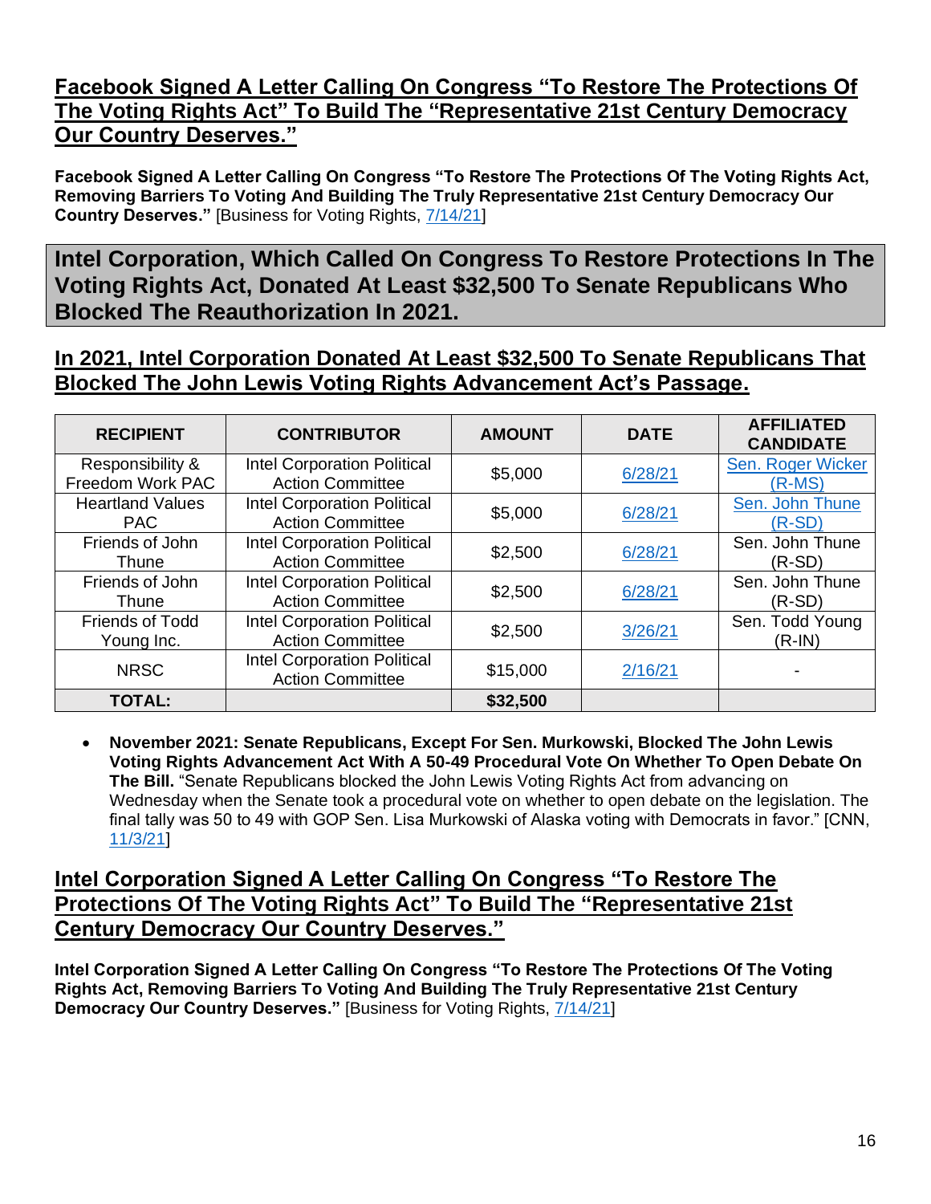## Facebook Signed A Letter Calling On Congress "To Restore The Protections Of The Voting Rights Act" To Build The "Representative 21st Century Democracy Our Country Deserves."

**Facebook Signed A Letter Calling On Congress "To Restore The Protections Of The Voting Rights Act, Removing Barriers To Voting And Building The Truly Representative 21st Century Democracy Our Country Deserves."** [Business for Voting Rights, 7/14/21]

# Intel Corporation, Which Called On Congress To Restore Protections In The Voting Rights Act, Donated At Least $32,500 To Senate Republicans Who Blocked The Reauthorization In 2021.

## In 2021, Intel Corporation Donated At Least $32,500 To Senate Republicans That Blocked The John Lewis Voting Rights Advancement Act's Passage.

| RECIPIENT | CONTRIBUTOR | AMOUNT | DATE | AFFILIATED CANDIDATE |
|---|---|---|---|---|
| Responsibility & Freedom Work PAC | Intel Corporation Political Action Committee | $5,000 | 6/28/21 | Sen. Roger Wicker (R-MS) |
| Heartland Values PAC | Intel Corporation Political Action Committee | $5,000 | 6/28/21 | Sen. John Thune (R-SD) |
| Friends of John Thune | Intel Corporation Political Action Committee | $2,500 | 6/28/21 | Sen. John Thune (R-SD) |
| Friends of John Thune | Intel Corporation Political Action Committee | $2,500 | 6/28/21 | Sen. John Thune (R-SD) |
| Friends of Todd Young Inc. | Intel Corporation Political Action Committee | $2,500 | 3/26/21 | Sen. Todd Young (R-IN) |
| NRSC | Intel Corporation Political Action Committee | $15,000 | 2/16/21 | - |
| **TOTAL:** | | **$32,500** | | |

- **November 2021: Senate Republicans, Except For Sen. Murkowski, Blocked The John Lewis Voting Rights Advancement Act With A 50-49 Procedural Vote On Whether To Open Debate On The Bill.** "Senate Republicans blocked the John Lewis Voting Rights Act from advancing on Wednesday when the Senate took a procedural vote on whether to open debate on the legislation. The final tally was 50 to 49 with GOP Sen. Lisa Murkowski of Alaska voting with Democrats in favor." [CNN, 11/3/21]

## Intel Corporation Signed A Letter Calling On Congress "To Restore The Protections Of The Voting Rights Act" To Build The "Representative 21st Century Democracy Our Country Deserves."

**Intel Corporation Signed A Letter Calling On Congress "To Restore The Protections Of The Voting Rights Act, Removing Barriers To Voting And Building The Truly Representative 21st Century Democracy Our Country Deserves."** [Business for Voting Rights, 7/14/21]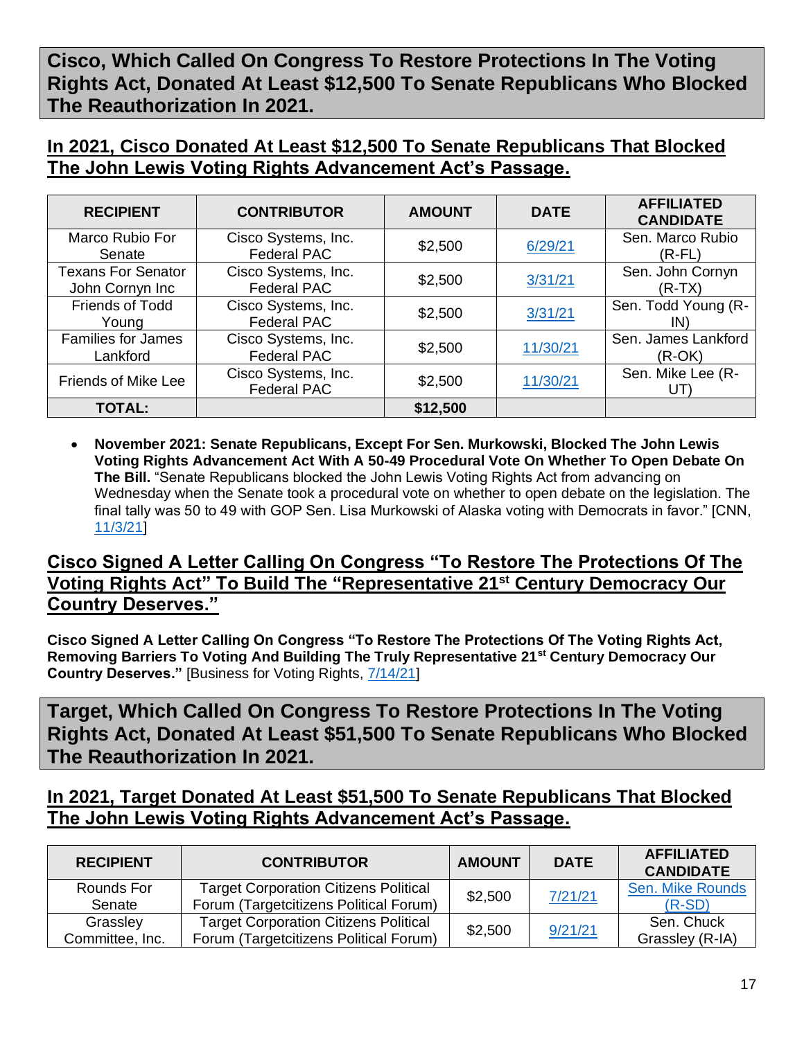## Cisco, Which Called On Congress To Restore Protections In The Voting Rights Act, Donated At Least $12,500 To Senate Republicans Who Blocked The Reauthorization In 2021.

### In 2021, Cisco Donated At Least $12,500 To Senate Republicans That Blocked The John Lewis Voting Rights Advancement Act's Passage.

| RECIPIENT | CONTRIBUTOR | AMOUNT | DATE | AFFILIATED CANDIDATE |
|---|---|---|---|---|
| Marco Rubio For Senate | Cisco Systems, Inc. Federal PAC | $2,500 | 6/29/21 | Sen. Marco Rubio (R-FL) |
| Texans For Senator John Cornyn Inc | Cisco Systems, Inc. Federal PAC | $2,500 | 3/31/21 | Sen. John Cornyn (R-TX) |
| Friends of Todd Young | Cisco Systems, Inc. Federal PAC | $2,500 | 3/31/21 | Sen. Todd Young (R-IN) |
| Families for James Lankford | Cisco Systems, Inc. Federal PAC | $2,500 | 11/30/21 | Sen. James Lankford (R-OK) |
| Friends of Mike Lee | Cisco Systems, Inc. Federal PAC | $2,500 | 11/30/21 | Sen. Mike Lee (R-UT) |
| **TOTAL:** | | **$12,500** | | |

- **November 2021: Senate Republicans, Except For Sen. Murkowski, Blocked The John Lewis Voting Rights Advancement Act With A 50-49 Procedural Vote On Whether To Open Debate On The Bill.** "Senate Republicans blocked the John Lewis Voting Rights Act from advancing on Wednesday when the Senate took a procedural vote on whether to open debate on the legislation. The final tally was 50 to 49 with GOP Sen. Lisa Murkowski of Alaska voting with Democrats in favor." [CNN, 11/3/21]

### Cisco Signed A Letter Calling On Congress "To Restore The Protections Of The Voting Rights Act" To Build The "Representative 21st Century Democracy Our Country Deserves."

**Cisco Signed A Letter Calling On Congress "To Restore The Protections Of The Voting Rights Act, Removing Barriers To Voting And Building The Truly Representative 21st Century Democracy Our Country Deserves."** [Business for Voting Rights, 7/14/21]

## Target, Which Called On Congress To Restore Protections In The Voting Rights Act, Donated At Least $51,500 To Senate Republicans Who Blocked The Reauthorization In 2021.

### In 2021, Target Donated At Least $51,500 To Senate Republicans That Blocked The John Lewis Voting Rights Advancement Act's Passage.

| RECIPIENT | CONTRIBUTOR | AMOUNT | DATE | AFFILIATED CANDIDATE |
|---|---|---|---|---|
| Rounds For Senate | Target Corporation Citizens Political Forum (Targetcitizens Political Forum) | $2,500 | 7/21/21 | Sen. Mike Rounds (R-SD) |
| Grassley Committee, Inc. | Target Corporation Citizens Political Forum (Targetcitizens Political Forum) | $2,500 | 9/21/21 | Sen. Chuck Grassley (R-IA) |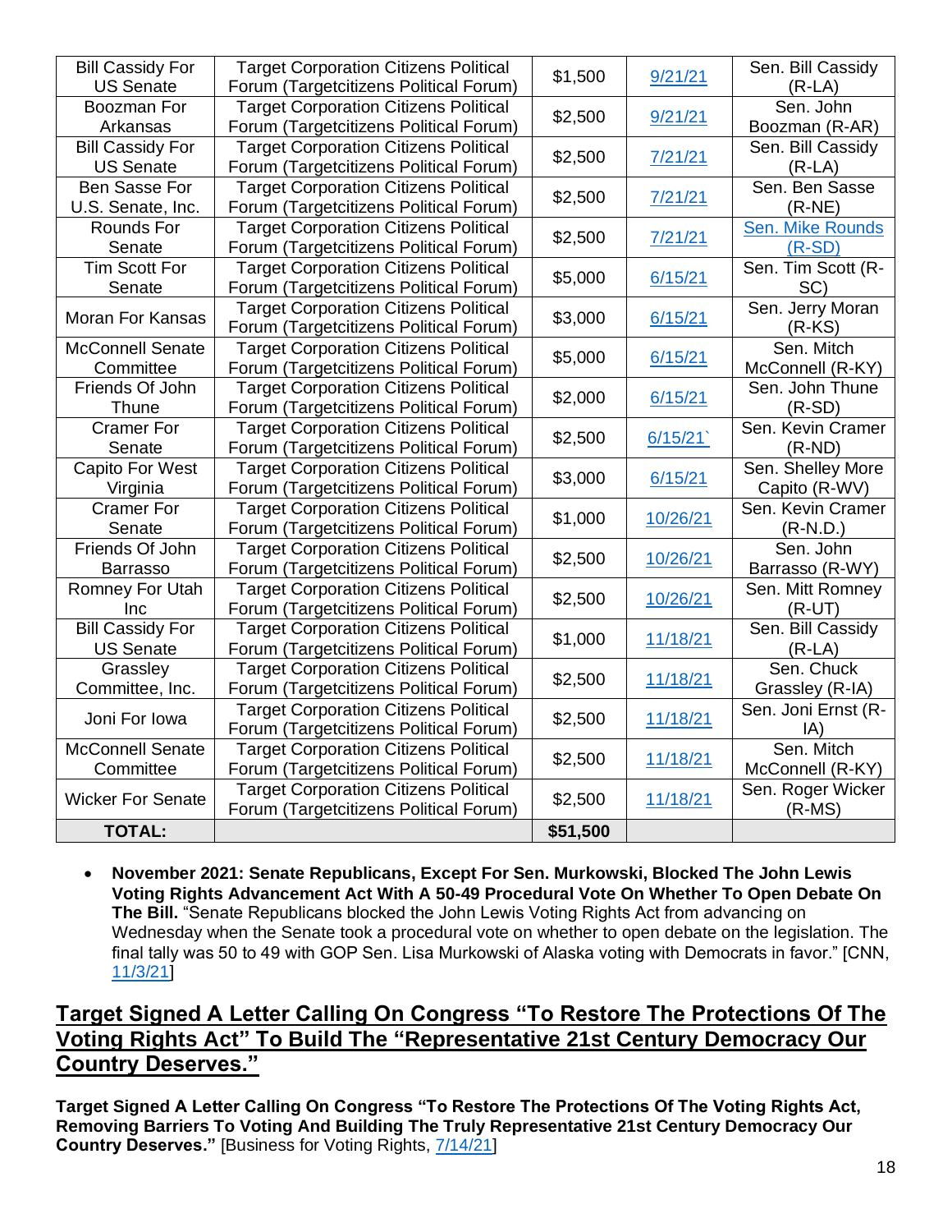| | | | | |
|---|---|---|---|---|
| Bill Cassidy For US Senate | Target Corporation Citizens Political Forum (Targetcitizens Political Forum) | $1,500 | 9/21/21 | Sen. Bill Cassidy (R-LA) |
| Boozman For Arkansas | Target Corporation Citizens Political Forum (Targetcitizens Political Forum) | $2,500 | 9/21/21 | Sen. John Boozman (R-AR) |
| Bill Cassidy For US Senate | Target Corporation Citizens Political Forum (Targetcitizens Political Forum) | $2,500 | 7/21/21 | Sen. Bill Cassidy (R-LA) |
| Ben Sasse For U.S. Senate, Inc. | Target Corporation Citizens Political Forum (Targetcitizens Political Forum) | $2,500 | 7/21/21 | Sen. Ben Sasse (R-NE) |
| Rounds For Senate | Target Corporation Citizens Political Forum (Targetcitizens Political Forum) | $2,500 | 7/21/21 | Sen. Mike Rounds (R-SD) |
| Tim Scott For Senate | Target Corporation Citizens Political Forum (Targetcitizens Political Forum) | $5,000 | 6/15/21 | Sen. Tim Scott (R-SC) |
| Moran For Kansas | Target Corporation Citizens Political Forum (Targetcitizens Political Forum) | $3,000 | 6/15/21 | Sen. Jerry Moran (R-KS) |
| McConnell Senate Committee | Target Corporation Citizens Political Forum (Targetcitizens Political Forum) | $5,000 | 6/15/21 | Sen. Mitch McConnell (R-KY) |
| Friends Of John Thune | Target Corporation Citizens Political Forum (Targetcitizens Political Forum) | $2,000 | 6/15/21 | Sen. John Thune (R-SD) |
| Cramer For Senate | Target Corporation Citizens Political Forum (Targetcitizens Political Forum) | $2,500 | 6/15/21` | Sen. Kevin Cramer (R-ND) |
| Capito For West Virginia | Target Corporation Citizens Political Forum (Targetcitizens Political Forum) | $3,000 | 6/15/21 | Sen. Shelley More Capito (R-WV) |
| Cramer For Senate | Target Corporation Citizens Political Forum (Targetcitizens Political Forum) | $1,000 | 10/26/21 | Sen. Kevin Cramer (R-N.D.) |
| Friends Of John Barrasso | Target Corporation Citizens Political Forum (Targetcitizens Political Forum) | $2,500 | 10/26/21 | Sen. John Barrasso (R-WY) |
| Romney For Utah Inc | Target Corporation Citizens Political Forum (Targetcitizens Political Forum) | $2,500 | 10/26/21 | Sen. Mitt Romney (R-UT) |
| Bill Cassidy For US Senate | Target Corporation Citizens Political Forum (Targetcitizens Political Forum) | $1,000 | 11/18/21 | Sen. Bill Cassidy (R-LA) |
| Grassley Committee, Inc. | Target Corporation Citizens Political Forum (Targetcitizens Political Forum) | $2,500 | 11/18/21 | Sen. Chuck Grassley (R-IA) |
| Joni For Iowa | Target Corporation Citizens Political Forum (Targetcitizens Political Forum) | $2,500 | 11/18/21 | Sen. Joni Ernst (R-IA) |
| McConnell Senate Committee | Target Corporation Citizens Political Forum (Targetcitizens Political Forum) | $2,500 | 11/18/21 | Sen. Mitch McConnell (R-KY) |
| Wicker For Senate | Target Corporation Citizens Political Forum (Targetcitizens Political Forum) | $2,500 | 11/18/21 | Sen. Roger Wicker (R-MS) |
| **TOTAL:** | | **$51,500** | | |

- **November 2021: Senate Republicans, Except For Sen. Murkowski, Blocked The John Lewis Voting Rights Advancement Act With A 50-49 Procedural Vote On Whether To Open Debate On The Bill.** "Senate Republicans blocked the John Lewis Voting Rights Act from advancing on Wednesday when the Senate took a procedural vote on whether to open debate on the legislation. The final tally was 50 to 49 with GOP Sen. Lisa Murkowski of Alaska voting with Democrats in favor." [CNN, 11/3/21]

## Target Signed A Letter Calling On Congress "To Restore The Protections Of The Voting Rights Act" To Build The "Representative 21st Century Democracy Our Country Deserves."

**Target Signed A Letter Calling On Congress "To Restore The Protections Of The Voting Rights Act, Removing Barriers To Voting And Building The Truly Representative 21st Century Democracy Our Country Deserves."** [Business for Voting Rights, 7/14/21]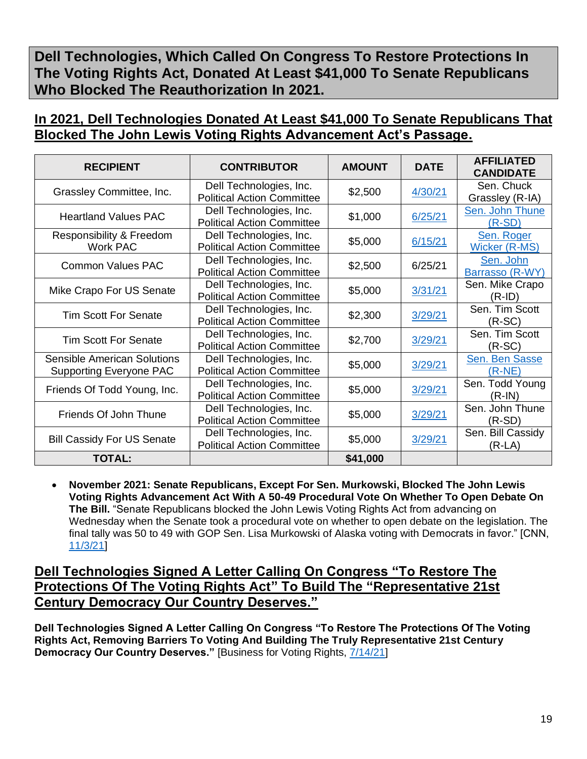# Dell Technologies, Which Called On Congress To Restore Protections In The Voting Rights Act, Donated At Least $41,000 To Senate Republicans Who Blocked The Reauthorization In 2021.

## In 2021, Dell Technologies Donated At Least $41,000 To Senate Republicans That Blocked The John Lewis Voting Rights Advancement Act's Passage.

| RECIPIENT | CONTRIBUTOR | AMOUNT | DATE | AFFILIATED CANDIDATE |
|---|---|---|---|---|
| Grassley Committee, Inc. | Dell Technologies, Inc. Political Action Committee | $2,500 | 4/30/21 | Sen. Chuck Grassley (R-IA) |
| Heartland Values PAC | Dell Technologies, Inc. Political Action Committee | $1,000 | 6/25/21 | Sen. John Thune (R-SD) |
| Responsibility & Freedom Work PAC | Dell Technologies, Inc. Political Action Committee | $5,000 | 6/15/21 | Sen. Roger Wicker (R-MS) |
| Common Values PAC | Dell Technologies, Inc. Political Action Committee | $2,500 | 6/25/21 | Sen. John Barrasso (R-WY) |
| Mike Crapo For US Senate | Dell Technologies, Inc. Political Action Committee | $5,000 | 3/31/21 | Sen. Mike Crapo (R-ID) |
| Tim Scott For Senate | Dell Technologies, Inc. Political Action Committee | $2,300 | 3/29/21 | Sen. Tim Scott (R-SC) |
| Tim Scott For Senate | Dell Technologies, Inc. Political Action Committee | $2,700 | 3/29/21 | Sen. Tim Scott (R-SC) |
| Sensible American Solutions Supporting Everyone PAC | Dell Technologies, Inc. Political Action Committee | $5,000 | 3/29/21 | Sen. Ben Sasse (R-NE) |
| Friends Of Todd Young, Inc. | Dell Technologies, Inc. Political Action Committee | $5,000 | 3/29/21 | Sen. Todd Young (R-IN) |
| Friends Of John Thune | Dell Technologies, Inc. Political Action Committee | $5,000 | 3/29/21 | Sen. John Thune (R-SD) |
| Bill Cassidy For US Senate | Dell Technologies, Inc. Political Action Committee | $5,000 | 3/29/21 | Sen. Bill Cassidy (R-LA) |
| **TOTAL:** | | **$41,000** | | |

- **November 2021: Senate Republicans, Except For Sen. Murkowski, Blocked The John Lewis Voting Rights Advancement Act With A 50-49 Procedural Vote On Whether To Open Debate On The Bill.** "Senate Republicans blocked the John Lewis Voting Rights Act from advancing on Wednesday when the Senate took a procedural vote on whether to open debate on the legislation. The final tally was 50 to 49 with GOP Sen. Lisa Murkowski of Alaska voting with Democrats in favor." [CNN, 11/3/21]

## Dell Technologies Signed A Letter Calling On Congress "To Restore The Protections Of The Voting Rights Act" To Build The "Representative 21st Century Democracy Our Country Deserves."

**Dell Technologies Signed A Letter Calling On Congress "To Restore The Protections Of The Voting Rights Act, Removing Barriers To Voting And Building The Truly Representative 21st Century Democracy Our Country Deserves."** [Business for Voting Rights, 7/14/21]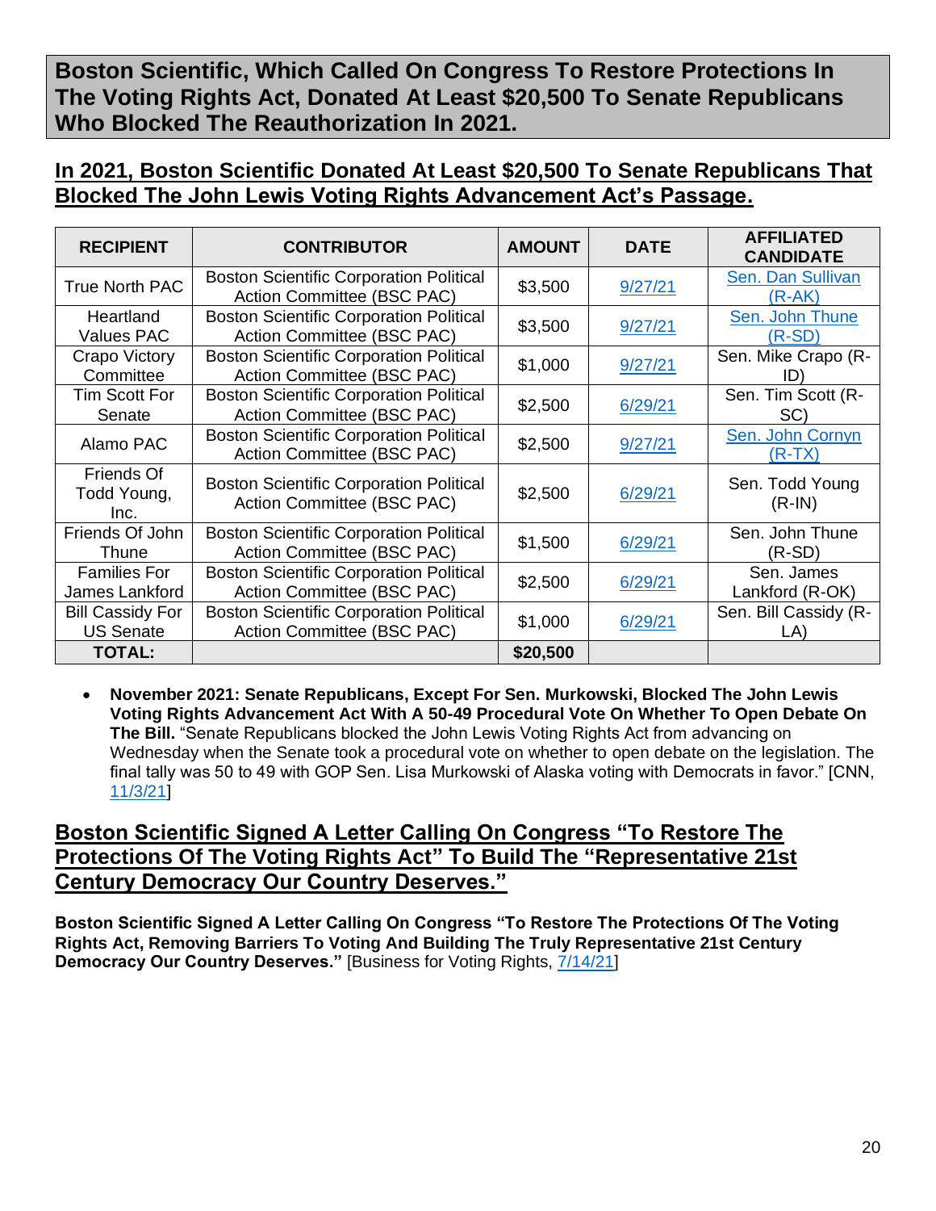# Boston Scientific, Which Called On Congress To Restore Protections In The Voting Rights Act, Donated At Least $20,500 To Senate Republicans Who Blocked The Reauthorization In 2021.

## In 2021, Boston Scientific Donated At Least $20,500 To Senate Republicans That Blocked The John Lewis Voting Rights Advancement Act's Passage.

| RECIPIENT | CONTRIBUTOR | AMOUNT | DATE | AFFILIATED CANDIDATE |
|---|---|---|---|---|
| True North PAC | Boston Scientific Corporation Political Action Committee (BSC PAC) | $3,500 | 9/27/21 | Sen. Dan Sullivan (R-AK) |
| Heartland Values PAC | Boston Scientific Corporation Political Action Committee (BSC PAC) | $3,500 | 9/27/21 | Sen. John Thune (R-SD) |
| Crapo Victory Committee | Boston Scientific Corporation Political Action Committee (BSC PAC) | $1,000 | 9/27/21 | Sen. Mike Crapo (R-ID) |
| Tim Scott For Senate | Boston Scientific Corporation Political Action Committee (BSC PAC) | $2,500 | 6/29/21 | Sen. Tim Scott (R-SC) |
| Alamo PAC | Boston Scientific Corporation Political Action Committee (BSC PAC) | $2,500 | 9/27/21 | Sen. John Cornyn (R-TX) |
| Friends Of Todd Young, Inc. | Boston Scientific Corporation Political Action Committee (BSC PAC) | $2,500 | 6/29/21 | Sen. Todd Young (R-IN) |
| Friends Of John Thune | Boston Scientific Corporation Political Action Committee (BSC PAC) | $1,500 | 6/29/21 | Sen. John Thune (R-SD) |
| Families For James Lankford | Boston Scientific Corporation Political Action Committee (BSC PAC) | $2,500 | 6/29/21 | Sen. James Lankford (R-OK) |
| Bill Cassidy For US Senate | Boston Scientific Corporation Political Action Committee (BSC PAC) | $1,000 | 6/29/21 | Sen. Bill Cassidy (R-LA) |
| **TOTAL:** | | **$20,500** | | |

- **November 2021: Senate Republicans, Except For Sen. Murkowski, Blocked The John Lewis Voting Rights Advancement Act With A 50-49 Procedural Vote On Whether To Open Debate On The Bill.** "Senate Republicans blocked the John Lewis Voting Rights Act from advancing on Wednesday when the Senate took a procedural vote on whether to open debate on the legislation. The final tally was 50 to 49 with GOP Sen. Lisa Murkowski of Alaska voting with Democrats in favor." [CNN, 11/3/21]

## Boston Scientific Signed A Letter Calling On Congress "To Restore The Protections Of The Voting Rights Act" To Build The "Representative 21st Century Democracy Our Country Deserves."

**Boston Scientific Signed A Letter Calling On Congress "To Restore The Protections Of The Voting Rights Act, Removing Barriers To Voting And Building The Truly Representative 21st Century Democracy Our Country Deserves."** [Business for Voting Rights, 7/14/21]